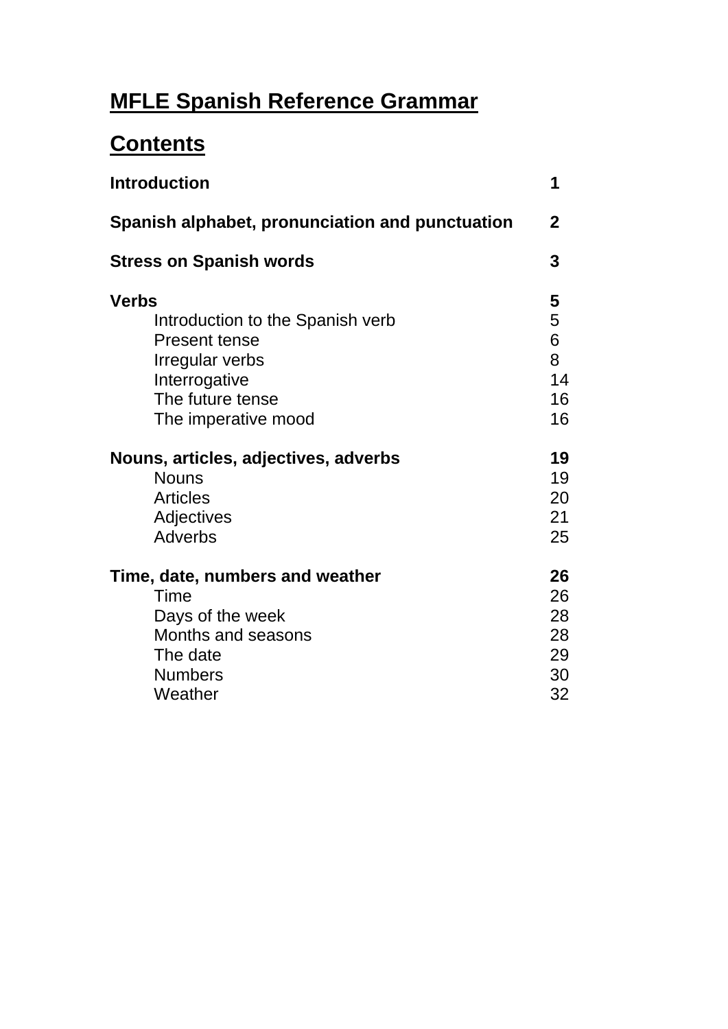# MFLE Spanish Reference Grammar

## Contents

| | |
|---|---|
| **Introduction** | **1** |
| **Spanish alphabet, pronunciation and punctuation** | **2** |
| **Stress on Spanish words** | **3** |
| **Verbs** | **5** |
| Introduction to the Spanish verb | 5 |
| Present tense | 6 |
| Irregular verbs | 8 |
| Interrogative | 14 |
| The future tense | 16 |
| The imperative mood | 16 |
| **Nouns, articles, adjectives, adverbs** | **19** |
| Nouns | 19 |
| Articles | 20 |
| Adjectives | 21 |
| Adverbs | 25 |
| **Time, date, numbers and weather** | **26** |
| Time | 26 |
| Days of the week | 28 |
| Months and seasons | 28 |
| The date | 29 |
| Numbers | 30 |
| Weather | 32 |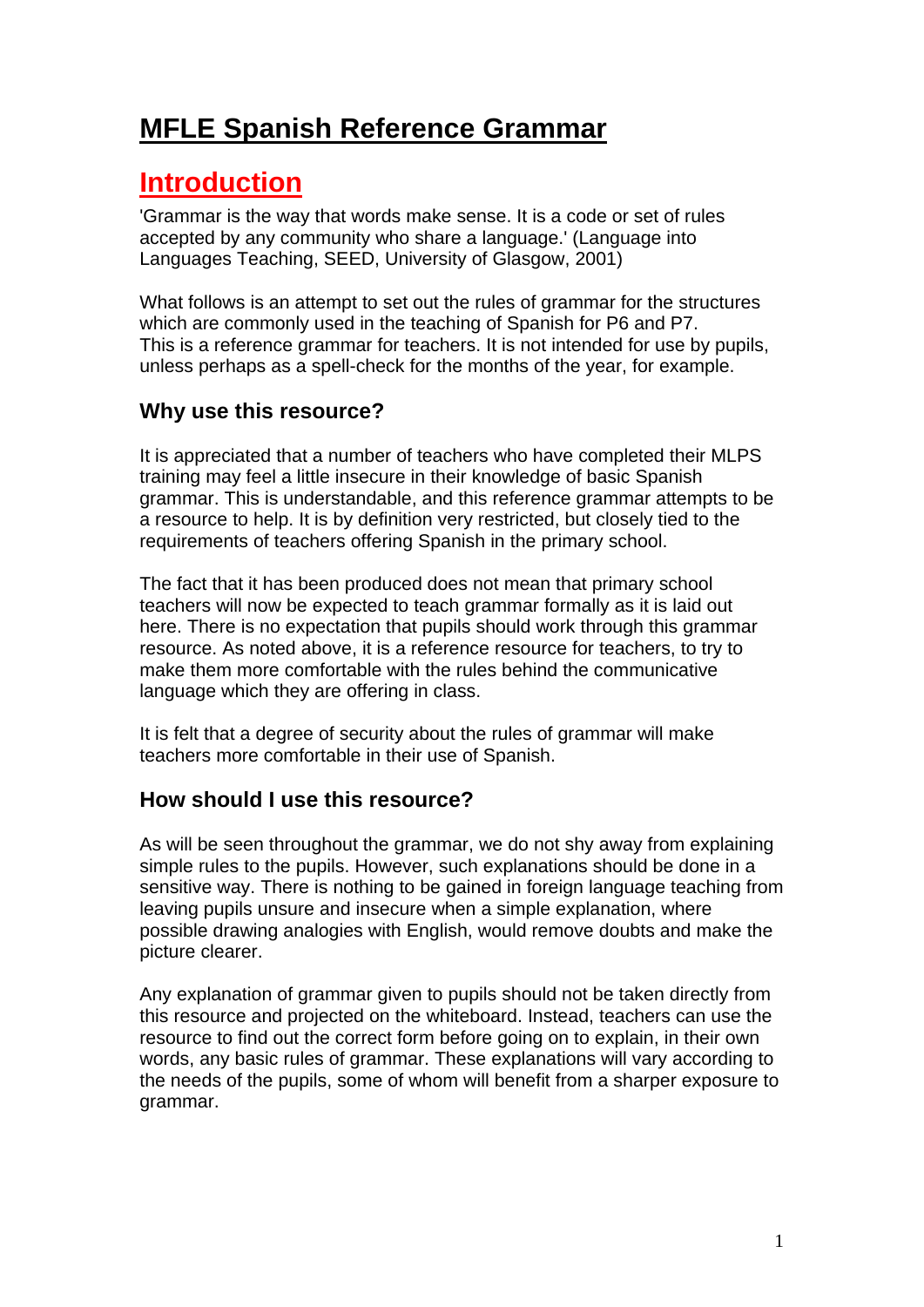# MFLE Spanish Reference Grammar

## Introduction

'Grammar is the way that words make sense. It is a code or set of rules accepted by any community who share a language.' (Language into Languages Teaching, SEED, University of Glasgow, 2001)

What follows is an attempt to set out the rules of grammar for the structures which are commonly used in the teaching of Spanish for P6 and P7. This is a reference grammar for teachers. It is not intended for use by pupils, unless perhaps as a spell-check for the months of the year, for example.

### Why use this resource?

It is appreciated that a number of teachers who have completed their MLPS training may feel a little insecure in their knowledge of basic Spanish grammar. This is understandable, and this reference grammar attempts to be a resource to help. It is by definition very restricted, but closely tied to the requirements of teachers offering Spanish in the primary school.

The fact that it has been produced does not mean that primary school teachers will now be expected to teach grammar formally as it is laid out here. There is no expectation that pupils should work through this grammar resource. As noted above, it is a reference resource for teachers, to try to make them more comfortable with the rules behind the communicative language which they are offering in class.

It is felt that a degree of security about the rules of grammar will make teachers more comfortable in their use of Spanish.

### How should I use this resource?

As will be seen throughout the grammar, we do not shy away from explaining simple rules to the pupils. However, such explanations should be done in a sensitive way. There is nothing to be gained in foreign language teaching from leaving pupils unsure and insecure when a simple explanation, where possible drawing analogies with English, would remove doubts and make the picture clearer.

Any explanation of grammar given to pupils should not be taken directly from this resource and projected on the whiteboard. Instead, teachers can use the resource to find out the correct form before going on to explain, in their own words, any basic rules of grammar. These explanations will vary according to the needs of the pupils, some of whom will benefit from a sharper exposure to grammar.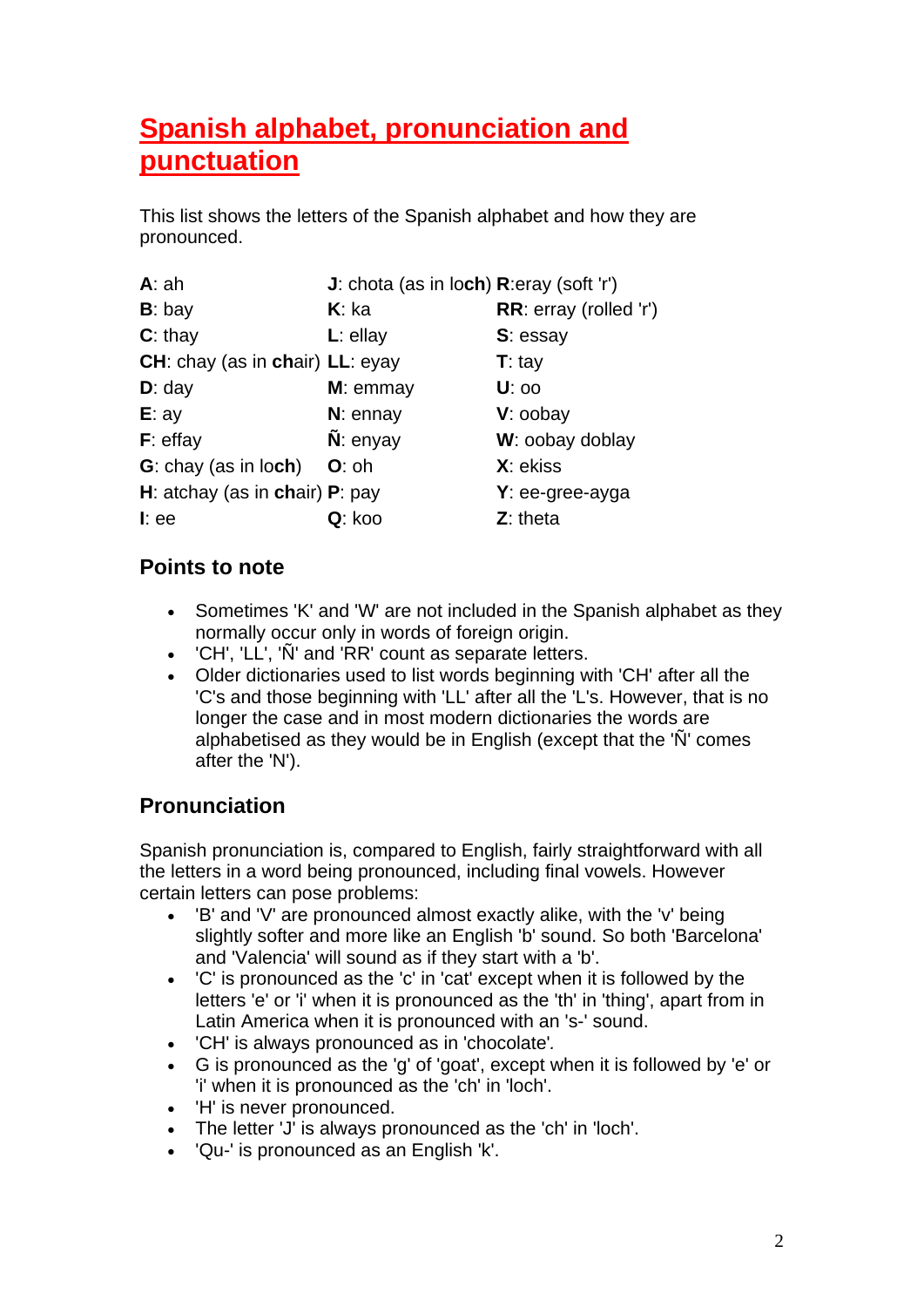# Spanish alphabet, pronunciation and punctuation

This list shows the letters of the Spanish alphabet and how they are pronounced.

| | | |
|---|---|---|
| **A**: ah | **J**: chota (as in lo**ch**) | **R**:eray (soft 'r') |
| **B**: bay | **K**: ka | **RR**: erray (rolled 'r') |
| **C**: thay | **L**: ellay | **S**: essay |
| **CH**: chay (as in **ch**air) | **LL**: eyay | **T**: tay |
| **D**: day | **M**: emmay | **U**: oo |
| **E**: ay | **N**: ennay | **V**: oobay |
| **F**: effay | **Ñ**: enyay | **W**: oobay doblay |
| **G**: chay (as in lo**ch**) | **O**: oh | **X**: ekiss |
| **H**: atchay (as in **ch**air) | **P**: pay | **Y**: ee-gree-ayga |
| **I**: ee | **Q**: koo | **Z**: theta |

## Points to note

- Sometimes 'K' and 'W' are not included in the Spanish alphabet as they normally occur only in words of foreign origin.
- 'CH', 'LL', 'Ñ' and 'RR' count as separate letters.
- Older dictionaries used to list words beginning with 'CH' after all the 'C's and those beginning with 'LL' after all the 'L's. However, that is no longer the case and in most modern dictionaries the words are alphabetised as they would be in English (except that the 'Ñ' comes after the 'N').

## Pronunciation

Spanish pronunciation is, compared to English, fairly straightforward with all the letters in a word being pronounced, including final vowels. However certain letters can pose problems:

- 'B' and 'V' are pronounced almost exactly alike, with the 'v' being slightly softer and more like an English 'b' sound. So both 'Barcelona' and 'Valencia' will sound as if they start with a 'b'.
- 'C' is pronounced as the 'c' in 'cat' except when it is followed by the letters 'e' or 'i' when it is pronounced as the 'th' in 'thing', apart from in Latin America when it is pronounced with an 's-' sound.
- 'CH' is always pronounced as in 'chocolate'.
- G is pronounced as the 'g' of 'goat', except when it is followed by 'e' or 'i' when it is pronounced as the 'ch' in 'loch'.
- 'H' is never pronounced.
- The letter 'J' is always pronounced as the 'ch' in 'loch'.
- 'Qu-' is pronounced as an English 'k'.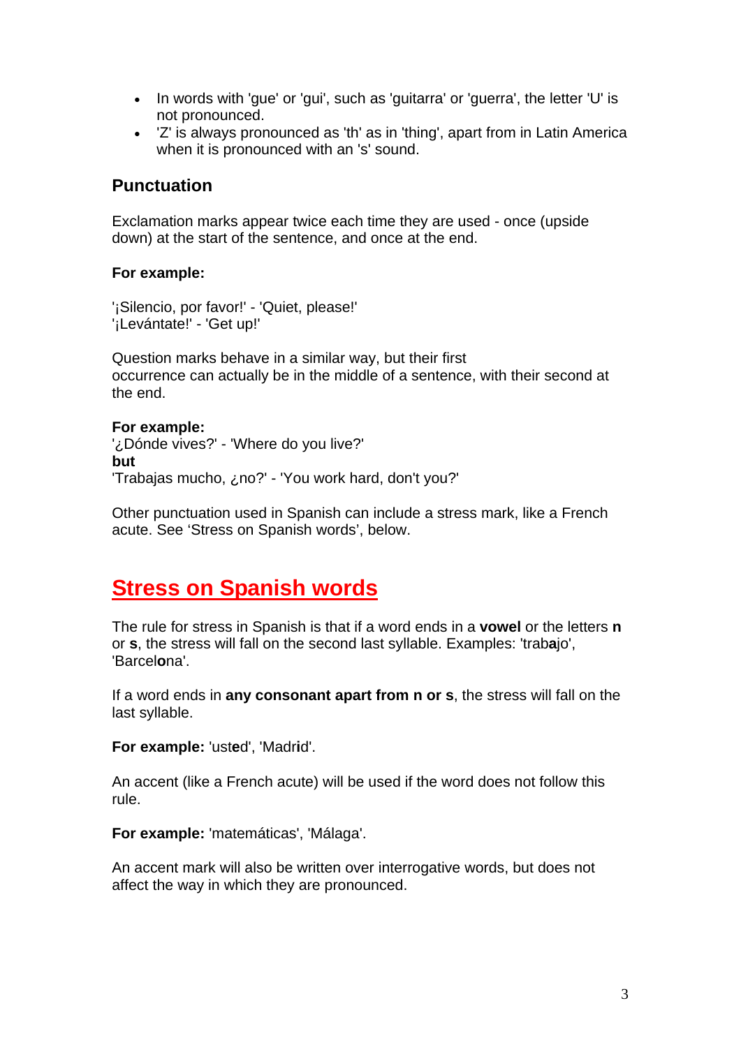- In words with 'gue' or 'gui', such as 'guitarra' or 'guerra', the letter 'U' is not pronounced.
- 'Z' is always pronounced as 'th' as in 'thing', apart from in Latin America when it is pronounced with an 's' sound.

### Punctuation

Exclamation marks appear twice each time they are used - once (upside down) at the start of the sentence, and once at the end.

**For example:**

'¡Silencio, por favor!' - 'Quiet, please!'
'¡Levántate!' - 'Get up!'

Question marks behave in a similar way, but their first occurrence can actually be in the middle of a sentence, with their second at the end.

**For example:**
'¿Dónde vives?' - 'Where do you live?'
**but**
'Trabajas mucho, ¿no?' - 'You work hard, don't you?'

Other punctuation used in Spanish can include a stress mark, like a French acute. See 'Stress on Spanish words', below.

## Stress on Spanish words

The rule for stress in Spanish is that if a word ends in a **vowel** or the letters **n** or **s**, the stress will fall on the second last syllable. Examples: 'trab**a**jo', 'Barcel**o**na'.

If a word ends in **any consonant apart from n or s**, the stress will fall on the last syllable.

**For example:** 'ust**e**d', 'Madr**i**d'.

An accent (like a French acute) will be used if the word does not follow this rule.

**For example:** 'matemáticas', 'Málaga'.

An accent mark will also be written over interrogative words, but does not affect the way in which they are pronounced.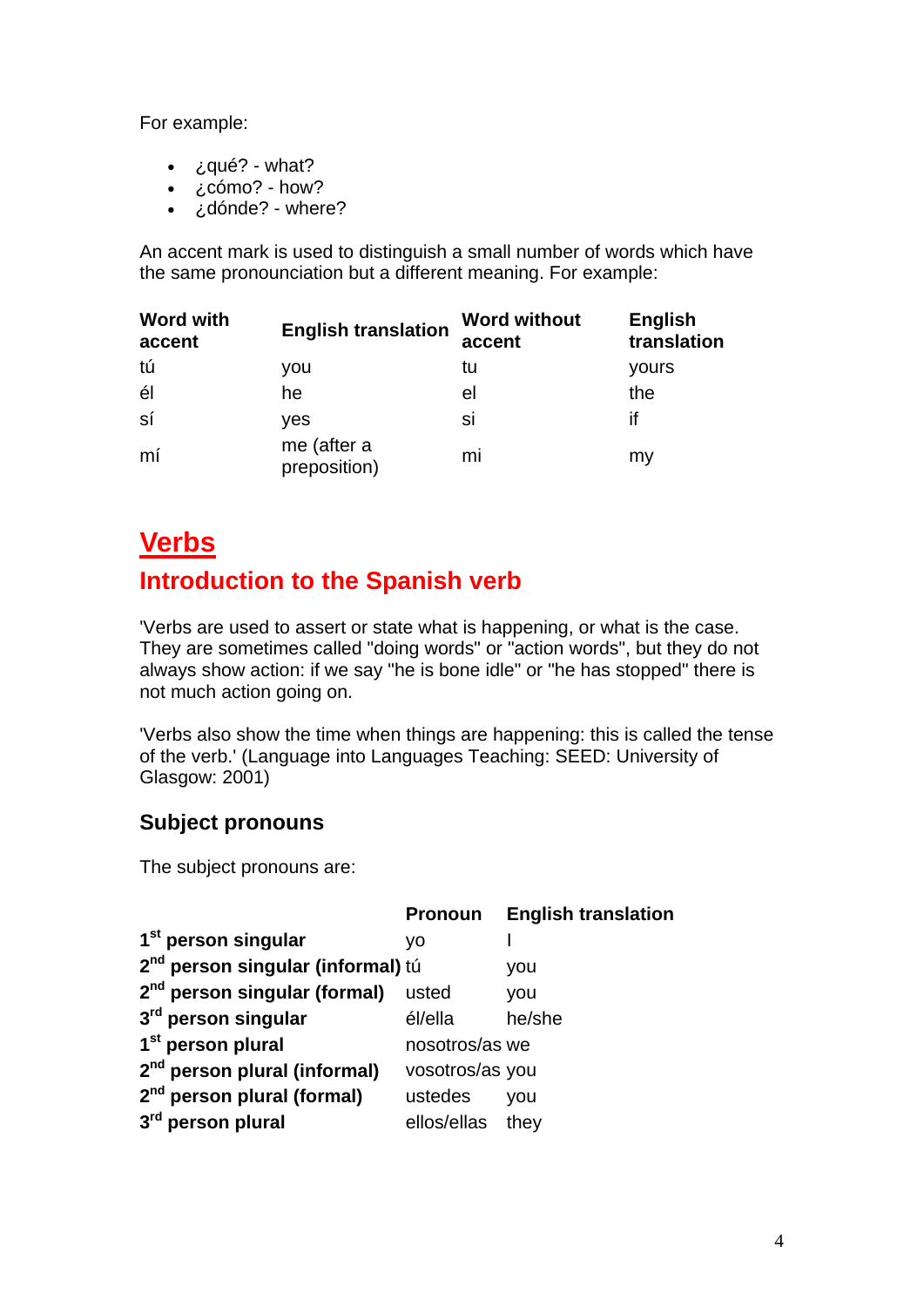For example:

- ¿qué? - what?
- ¿cómo? - how?
- ¿dónde? - where?

An accent mark is used to distinguish a small number of words which have the same pronounciation but a different meaning. For example:

| Word with accent | English translation | Word without accent | English translation |
|---|---|---|---|
| tú | you | tu | yours |
| él | he | el | the |
| sí | yes | si | if |
| mí | me (after a preposition) | mi | my |

# Verbs

## Introduction to the Spanish verb

'Verbs are used to assert or state what is happening, or what is the case. They are sometimes called "doing words" or "action words", but they do not always show action: if we say "he is bone idle" or "he has stopped" there is not much action going on.

'Verbs also show the time when things are happening: this is called the tense of the verb.' (Language into Languages Teaching: SEED: University of Glasgow: 2001)

### Subject pronouns

The subject pronouns are:

| | Pronoun | English translation |
|---|---|---|
| **1st person singular** | yo | I |
| **2nd person singular (informal)** | tú | you |
| **2nd person singular (formal)** | usted | you |
| **3rd person singular** | él/ella | he/she |
| **1st person plural** | nosotros/as | we |
| **2nd person plural (informal)** | vosotros/as | you |
| **2nd person plural (formal)** | ustedes | you |
| **3rd person plural** | ellos/ellas | they |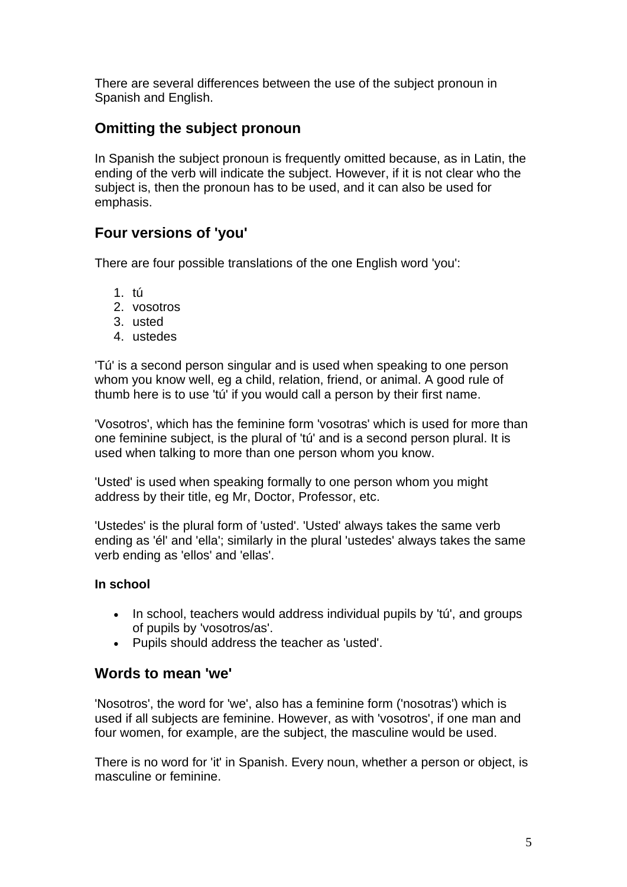There are several differences between the use of the subject pronoun in Spanish and English.

## Omitting the subject pronoun

In Spanish the subject pronoun is frequently omitted because, as in Latin, the ending of the verb will indicate the subject. However, if it is not clear who the subject is, then the pronoun has to be used, and it can also be used for emphasis.

## Four versions of 'you'

There are four possible translations of the one English word 'you':

1. tú
2. vosotros
3. usted
4. ustedes

'Tú' is a second person singular and is used when speaking to one person whom you know well, eg a child, relation, friend, or animal. A good rule of thumb here is to use 'tú' if you would call a person by their first name.

'Vosotros', which has the feminine form 'vosotras' which is used for more than one feminine subject, is the plural of 'tú' and is a second person plural. It is used when talking to more than one person whom you know.

'Usted' is used when speaking formally to one person whom you might address by their title, eg Mr, Doctor, Professor, etc.

'Ustedes' is the plural form of 'usted'. 'Usted' always takes the same verb ending as 'él' and 'ella'; similarly in the plural 'ustedes' always takes the same verb ending as 'ellos' and 'ellas'.

### In school

- In school, teachers would address individual pupils by 'tú', and groups of pupils by 'vosotros/as'.
- Pupils should address the teacher as 'usted'.

## Words to mean 'we'

'Nosotros', the word for 'we', also has a feminine form ('nosotras') which is used if all subjects are feminine. However, as with 'vosotros', if one man and four women, for example, are the subject, the masculine would be used.

There is no word for 'it' in Spanish. Every noun, whether a person or object, is masculine or feminine.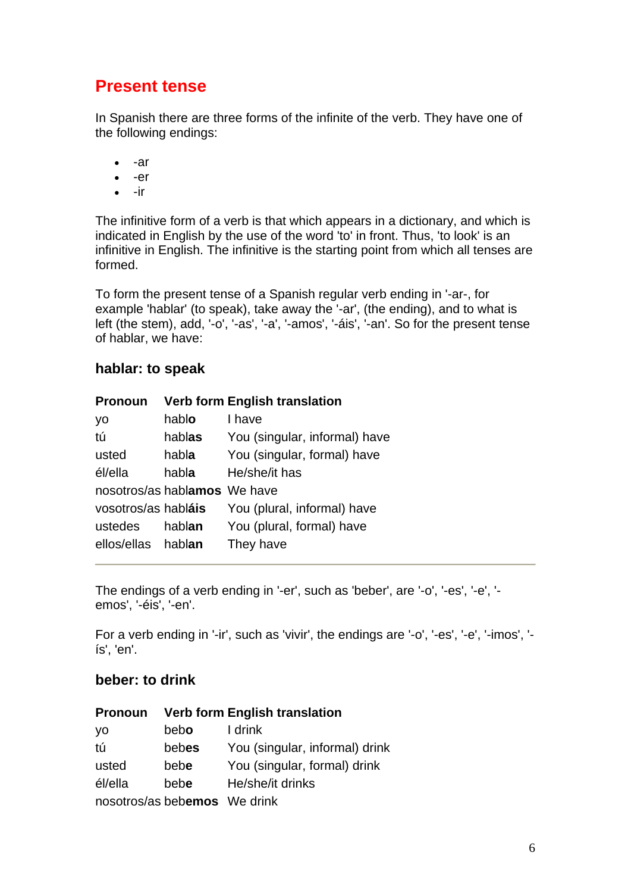## Present tense

In Spanish there are three forms of the infinite of the verb. They have one of the following endings:

- -ar
- -er
- -ir

The infinitive form of a verb is that which appears in a dictionary, and which is indicated in English by the use of the word 'to' in front. Thus, 'to look' is an infinitive in English. The infinitive is the starting point from which all tenses are formed.

To form the present tense of a Spanish regular verb ending in '-ar-, for example 'hablar' (to speak), take away the '-ar', (the ending), and to what is left (the stem), add, '-o', '-as', '-a', '-amos', '-áis', '-an'. So for the present tense of hablar, we have:

### hablar: to speak

| Pronoun | Verb form | English translation |
|---|---|---|
| yo | habl**o** | I have |
| tú | habl**as** | You (singular, informal) have |
| usted | habl**a** | You (singular, formal) have |
| él/ella | habl**a** | He/she/it has |
| nosotros/as | habl**amos** | We have |
| vosotros/as | habl**áis** | You (plural, informal) have |
| ustedes | habl**an** | You (plural, formal) have |
| ellos/ellas | habl**an** | They have |

---

The endings of a verb ending in '-er', such as 'beber', are '-o', '-es', '-e', '-emos', '-éis', '-en'.

For a verb ending in '-ir', such as 'vivir', the endings are '-o', '-es', '-e', '-imos', '-ís', 'en'.

### beber: to drink

| Pronoun | Verb form | English translation |
|---|---|---|
| yo | beb**o** | I drink |
| tú | beb**es** | You (singular, informal) drink |
| usted | beb**e** | You (singular, formal) drink |
| él/ella | beb**e** | He/she/it drinks |
| nosotros/as | beb**emos** | We drink |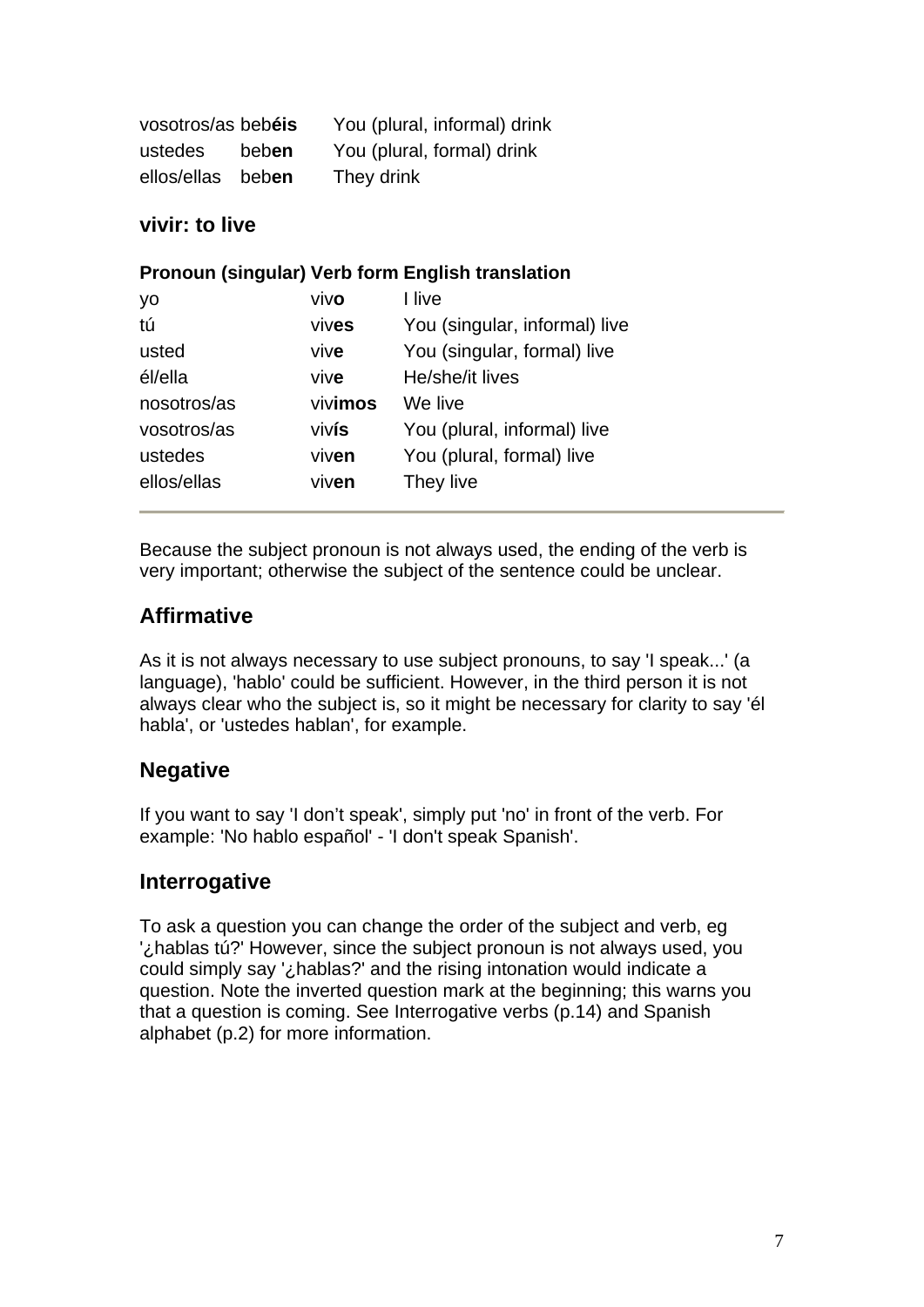| | | |
|---|---|---|
| vosotros/as | beb**éis** | You (plural, informal) drink |
| ustedes | beb**en** | You (plural, formal) drink |
| ellos/ellas | beb**en** | They drink |

**vivir: to live**

| Pronoun (singular) | Verb form | English translation |
|---|---|---|
| yo | viv**o** | I live |
| tú | viv**es** | You (singular, informal) live |
| usted | viv**e** | You (singular, formal) live |
| él/ella | viv**e** | He/she/it lives |
| nosotros/as | viv**imos** | We live |
| vosotros/as | viv**ís** | You (plural, informal) live |
| ustedes | viv**en** | You (plural, formal) live |
| ellos/ellas | viv**en** | They live |

Because the subject pronoun is not always used, the ending of the verb is very important; otherwise the subject of the sentence could be unclear.

## Affirmative

As it is not always necessary to use subject pronouns, to say 'I speak...' (a language), 'hablo' could be sufficient. However, in the third person it is not always clear who the subject is, so it might be necessary for clarity to say 'él habla', or 'ustedes hablan', for example.

## Negative

If you want to say 'I don't speak', simply put 'no' in front of the verb. For example: 'No hablo español' - 'I don't speak Spanish'.

## Interrogative

To ask a question you can change the order of the subject and verb, eg '¿hablas tú?' However, since the subject pronoun is not always used, you could simply say '¿hablas?' and the rising intonation would indicate a question. Note the inverted question mark at the beginning; this warns you that a question is coming. See Interrogative verbs (p.14) and Spanish alphabet (p.2) for more information.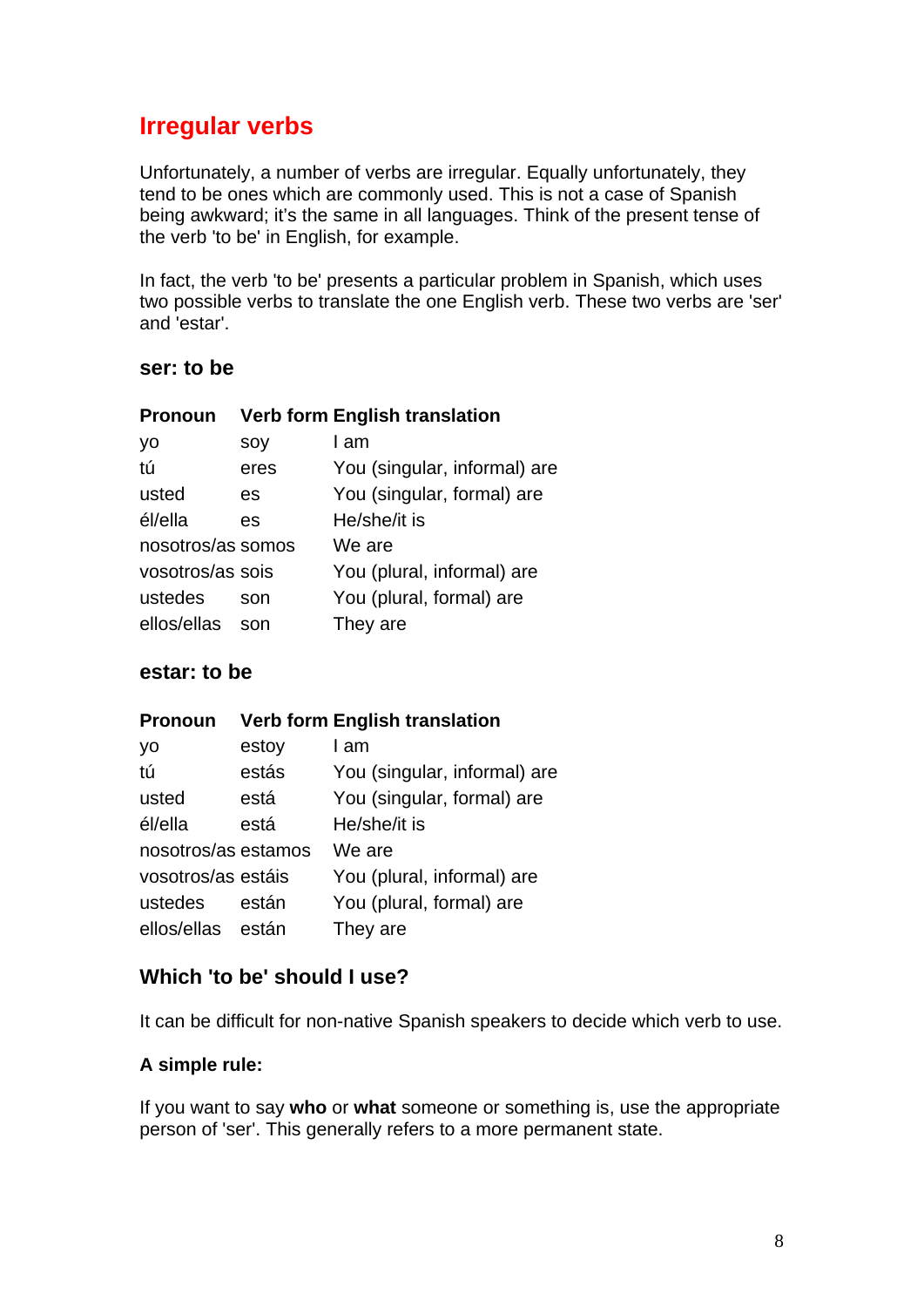## Irregular verbs

Unfortunately, a number of verbs are irregular. Equally unfortunately, they tend to be ones which are commonly used. This is not a case of Spanish being awkward; it's the same in all languages. Think of the present tense of the verb 'to be' in English, for example.

In fact, the verb 'to be' presents a particular problem in Spanish, which uses two possible verbs to translate the one English verb. These two verbs are 'ser' and 'estar'.

### ser: to be

| Pronoun | Verb form | English translation |
|---|---|---|
| yo | soy | I am |
| tú | eres | You (singular, informal) are |
| usted | es | You (singular, formal) are |
| él/ella | es | He/she/it is |
| nosotros/as | somos | We are |
| vosotros/as | sois | You (plural, informal) are |
| ustedes | son | You (plural, formal) are |
| ellos/ellas | son | They are |

### estar: to be

| Pronoun | Verb form | English translation |
|---|---|---|
| yo | estoy | I am |
| tú | estás | You (singular, informal) are |
| usted | está | You (singular, formal) are |
| él/ella | está | He/she/it is |
| nosotros/as | estamos | We are |
| vosotros/as | estáis | You (plural, informal) are |
| ustedes | están | You (plural, formal) are |
| ellos/ellas | están | They are |

### Which 'to be' should I use?

It can be difficult for non-native Spanish speakers to decide which verb to use.

**A simple rule:**

If you want to say **who** or **what** someone or something is, use the appropriate person of 'ser'. This generally refers to a more permanent state.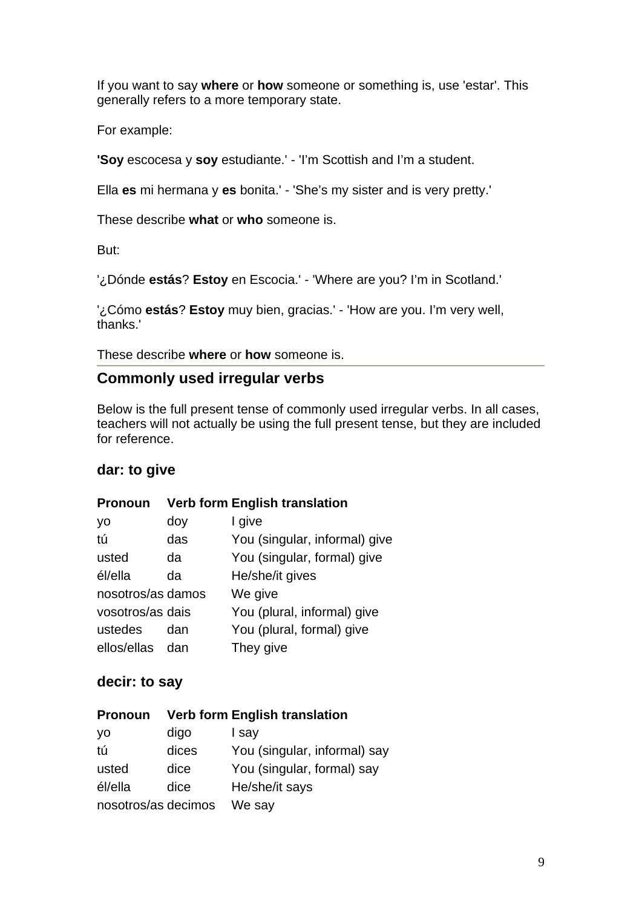If you want to say **where** or **how** someone or something is, use 'estar'. This generally refers to a more temporary state.

For example:

**'Soy** escocesa y **soy** estudiante.' - 'I'm Scottish and I'm a student.

Ella **es** mi hermana y **es** bonita.' - 'She's my sister and is very pretty.'

These describe **what** or **who** someone is.

But:

'¿Dónde **estás**? **Estoy** en Escocia.' - 'Where are you? I'm in Scotland.'

'¿Cómo **estás**? **Estoy** muy bien, gracias.' - 'How are you. I'm very well, thanks.'

These describe **where** or **how** someone is.

## Commonly used irregular verbs

Below is the full present tense of commonly used irregular verbs. In all cases, teachers will not actually be using the full present tense, but they are included for reference.

### dar: to give

| Pronoun | Verb form | English translation |
| --- | --- | --- |
| yo | doy | I give |
| tú | das | You (singular, informal) give |
| usted | da | You (singular, formal) give |
| él/ella | da | He/she/it gives |
| nosotros/as | damos | We give |
| vosotros/as | dais | You (plural, informal) give |
| ustedes | dan | You (plural, formal) give |
| ellos/ellas | dan | They give |

### decir: to say

| Pronoun | Verb form | English translation |
| --- | --- | --- |
| yo | digo | I say |
| tú | dices | You (singular, informal) say |
| usted | dice | You (singular, formal) say |
| él/ella | dice | He/she/it says |
| nosotros/as | decimos | We say |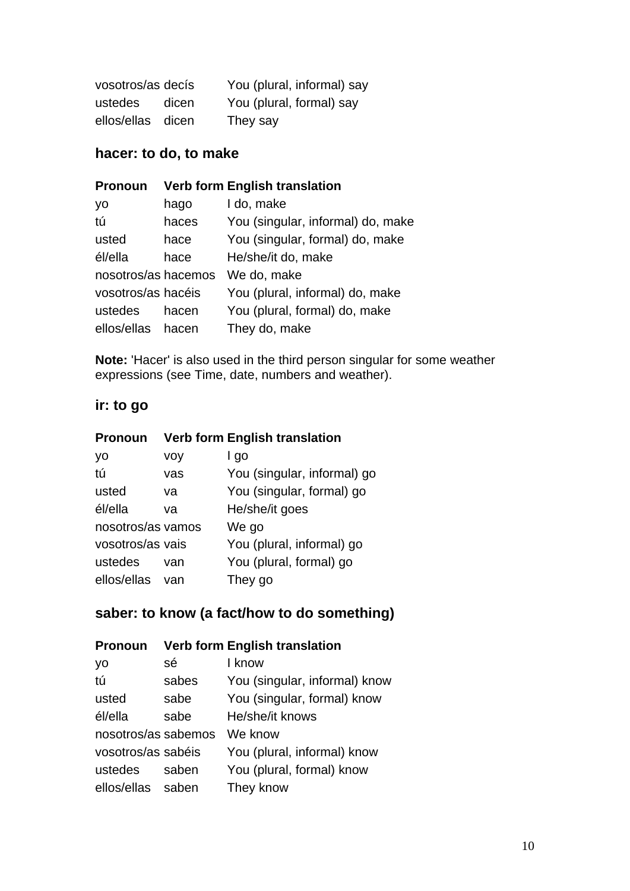| | | |
|---|---|---|
| vosotros/as | decís | You (plural, informal) say |
| ustedes | dicen | You (plural, formal) say |
| ellos/ellas | dicen | They say |

### hacer: to do, to make

| Pronoun | Verb form | English translation |
|---|---|---|
| yo | hago | I do, make |
| tú | haces | You (singular, informal) do, make |
| usted | hace | You (singular, formal) do, make |
| él/ella | hace | He/she/it do, make |
| nosotros/as | hacemos | We do, make |
| vosotros/as | hacéis | You (plural, informal) do, make |
| ustedes | hacen | You (plural, formal) do, make |
| ellos/ellas | hacen | They do, make |

**Note:** 'Hacer' is also used in the third person singular for some weather expressions (see Time, date, numbers and weather).

### ir: to go

| Pronoun | Verb form | English translation |
|---|---|---|
| yo | voy | I go |
| tú | vas | You (singular, informal) go |
| usted | va | You (singular, formal) go |
| él/ella | va | He/she/it goes |
| nosotros/as | vamos | We go |
| vosotros/as | vais | You (plural, informal) go |
| ustedes | van | You (plural, formal) go |
| ellos/ellas | van | They go |

### saber: to know (a fact/how to do something)

| Pronoun | Verb form | English translation |
|---|---|---|
| yo | sé | I know |
| tú | sabes | You (singular, informal) know |
| usted | sabe | You (singular, formal) know |
| él/ella | sabe | He/she/it knows |
| nosotros/as | sabemos | We know |
| vosotros/as | sabéis | You (plural, informal) know |
| ustedes | saben | You (plural, formal) know |
| ellos/ellas | saben | They know |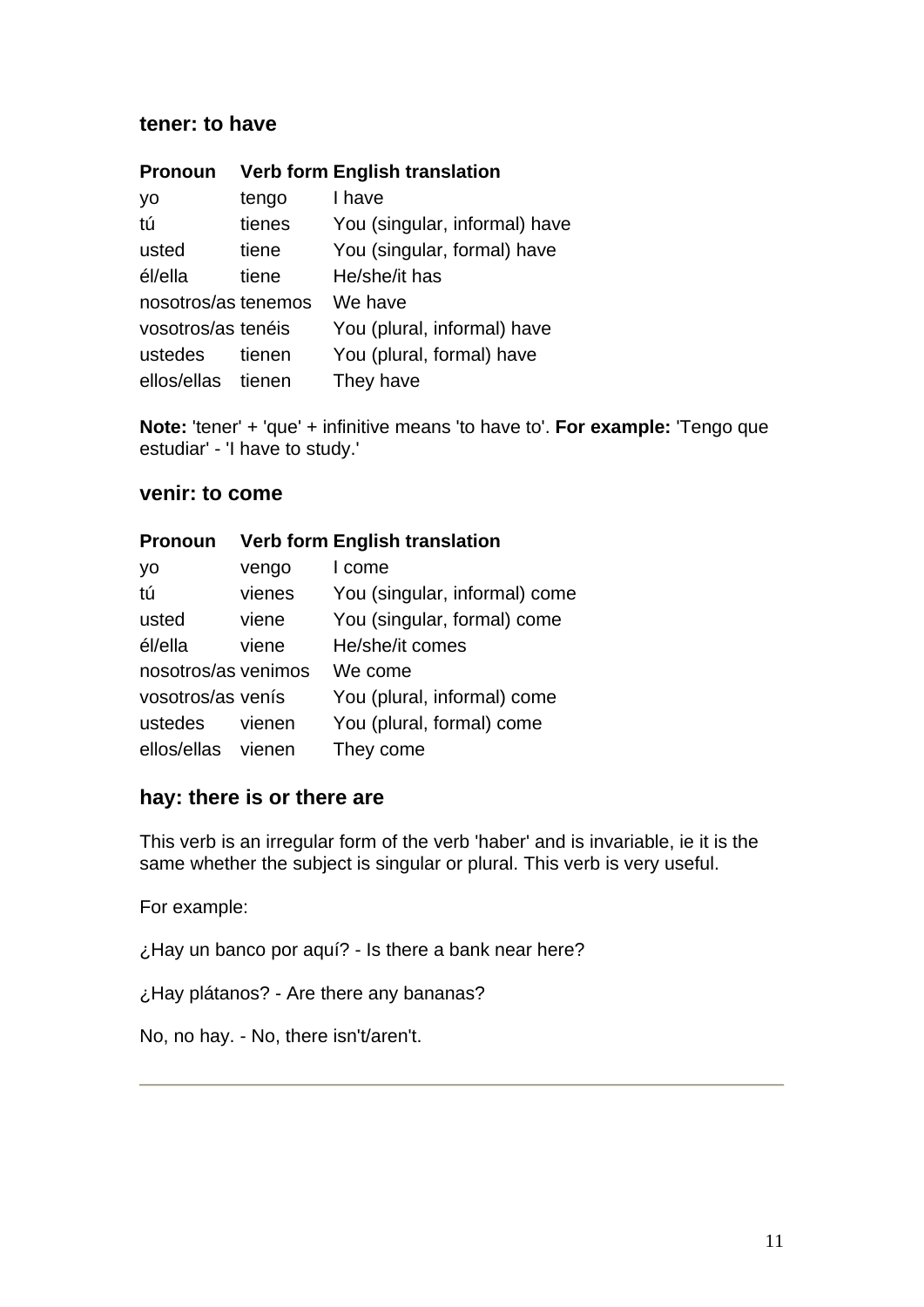### tener: to have

| Pronoun | Verb form | English translation |
|---|---|---|
| yo | tengo | I have |
| tú | tienes | You (singular, informal) have |
| usted | tiene | You (singular, formal) have |
| él/ella | tiene | He/she/it has |
| nosotros/as | tenemos | We have |
| vosotros/as | tenéis | You (plural, informal) have |
| ustedes | tienen | You (plural, formal) have |
| ellos/ellas | tienen | They have |

**Note:** 'tener' + 'que' + infinitive means 'to have to'. **For example:** 'Tengo que estudiar' - 'I have to study.'

### venir: to come

| Pronoun | Verb form | English translation |
|---|---|---|
| yo | vengo | I come |
| tú | vienes | You (singular, informal) come |
| usted | viene | You (singular, formal) come |
| él/ella | viene | He/she/it comes |
| nosotros/as | venimos | We come |
| vosotros/as | venís | You (plural, informal) come |
| ustedes | vienen | You (plural, formal) come |
| ellos/ellas | vienen | They come |

### hay: there is or there are

This verb is an irregular form of the verb 'haber' and is invariable, ie it is the same whether the subject is singular or plural. This verb is very useful.

For example:

¿Hay un banco por aquí? - Is there a bank near here?

¿Hay plátanos? - Are there any bananas?

No, no hay. - No, there isn't/aren't.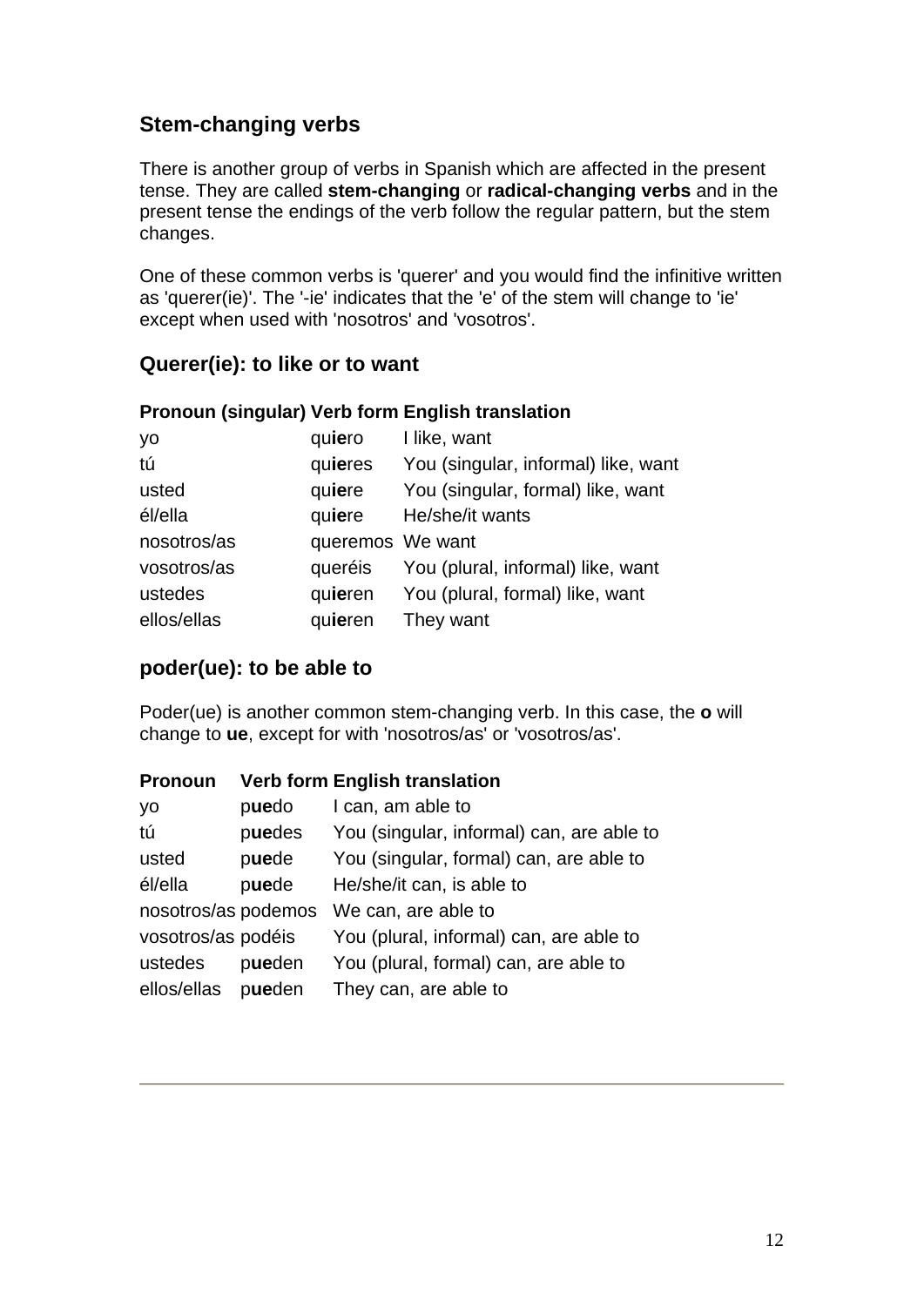## Stem-changing verbs

There is another group of verbs in Spanish which are affected in the present tense. They are called **stem-changing** or **radical-changing verbs** and in the present tense the endings of the verb follow the regular pattern, but the stem changes.

One of these common verbs is 'querer' and you would find the infinitive written as 'querer(ie)'. The '-ie' indicates that the 'e' of the stem will change to 'ie' except when used with 'nosotros' and 'vosotros'.

### Querer(ie): to like or to want

| Pronoun (singular) | Verb form | English translation |
|---|---|---|
| yo | qu**ie**ro | I like, want |
| tú | qu**ie**res | You (singular, informal) like, want |
| usted | qu**ie**re | You (singular, formal) like, want |
| él/ella | qu**ie**re | He/she/it wants |
| nosotros/as | queremos | We want |
| vosotros/as | queréis | You (plural, informal) like, want |
| ustedes | qu**ie**ren | You (plural, formal) like, want |
| ellos/ellas | qu**ie**ren | They want |

### poder(ue): to be able to

Poder(ue) is another common stem-changing verb. In this case, the **o** will change to **ue**, except for with 'nosotros/as' or 'vosotros/as'.

| Pronoun | Verb form | English translation |
|---|---|---|
| yo | p**ue**do | I can, am able to |
| tú | p**ue**des | You (singular, informal) can, are able to |
| usted | p**ue**de | You (singular, formal) can, are able to |
| él/ella | p**ue**de | He/she/it can, is able to |
| nosotros/as | podemos | We can, are able to |
| vosotros/as | podéis | You (plural, informal) can, are able to |
| ustedes | p**ue**den | You (plural, formal) can, are able to |
| ellos/ellas | p**ue**den | They can, are able to |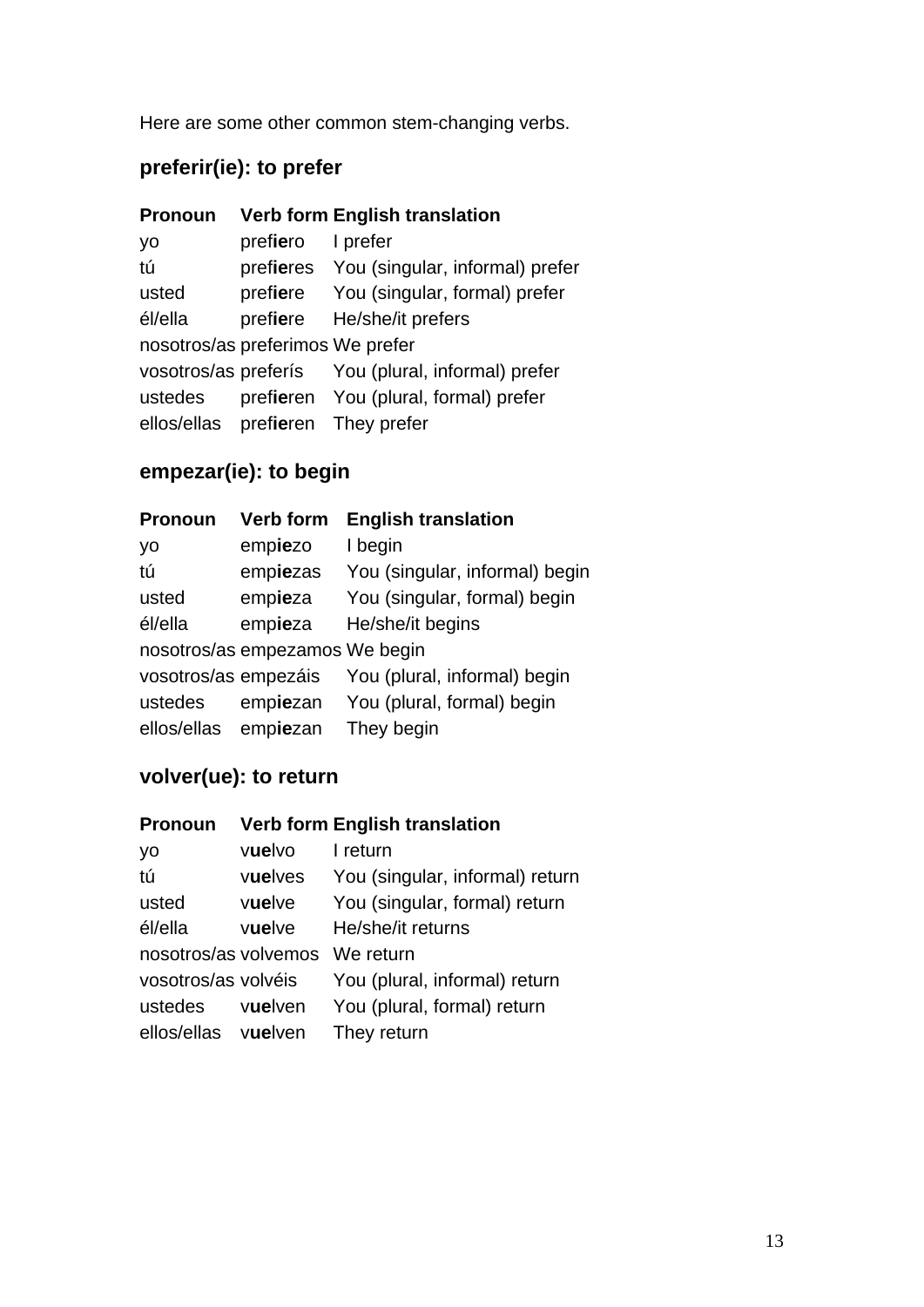Here are some other common stem-changing verbs.

### preferir(ie): to prefer

| Pronoun | Verb form | English translation |
|---|---|---|
| yo | pref**ie**ro | I prefer |
| tú | pref**ie**res | You (singular, informal) prefer |
| usted | pref**ie**re | You (singular, formal) prefer |
| él/ella | pref**ie**re | He/she/it prefers |
| nosotros/as | preferimos | We prefer |
| vosotros/as | preferís | You (plural, informal) prefer |
| ustedes | pref**ie**ren | You (plural, formal) prefer |
| ellos/ellas | pref**ie**ren | They prefer |

### empezar(ie): to begin

| Pronoun | Verb form | English translation |
|---|---|---|
| yo | emp**ie**zo | I begin |
| tú | emp**ie**zas | You (singular, informal) begin |
| usted | emp**ie**za | You (singular, formal) begin |
| él/ella | emp**ie**za | He/she/it begins |
| nosotros/as | empezamos | We begin |
| vosotros/as | empezáis | You (plural, informal) begin |
| ustedes | emp**ie**zan | You (plural, formal) begin |
| ellos/ellas | emp**ie**zan | They begin |

### volver(ue): to return

| Pronoun | Verb form | English translation |
|---|---|---|
| yo | v**ue**lvo | I return |
| tú | v**ue**lves | You (singular, informal) return |
| usted | v**ue**lve | You (singular, formal) return |
| él/ella | v**ue**lve | He/she/it returns |
| nosotros/as | volvemos | We return |
| vosotros/as | volvéis | You (plural, informal) return |
| ustedes | v**ue**lven | You (plural, formal) return |
| ellos/ellas | v**ue**lven | They return |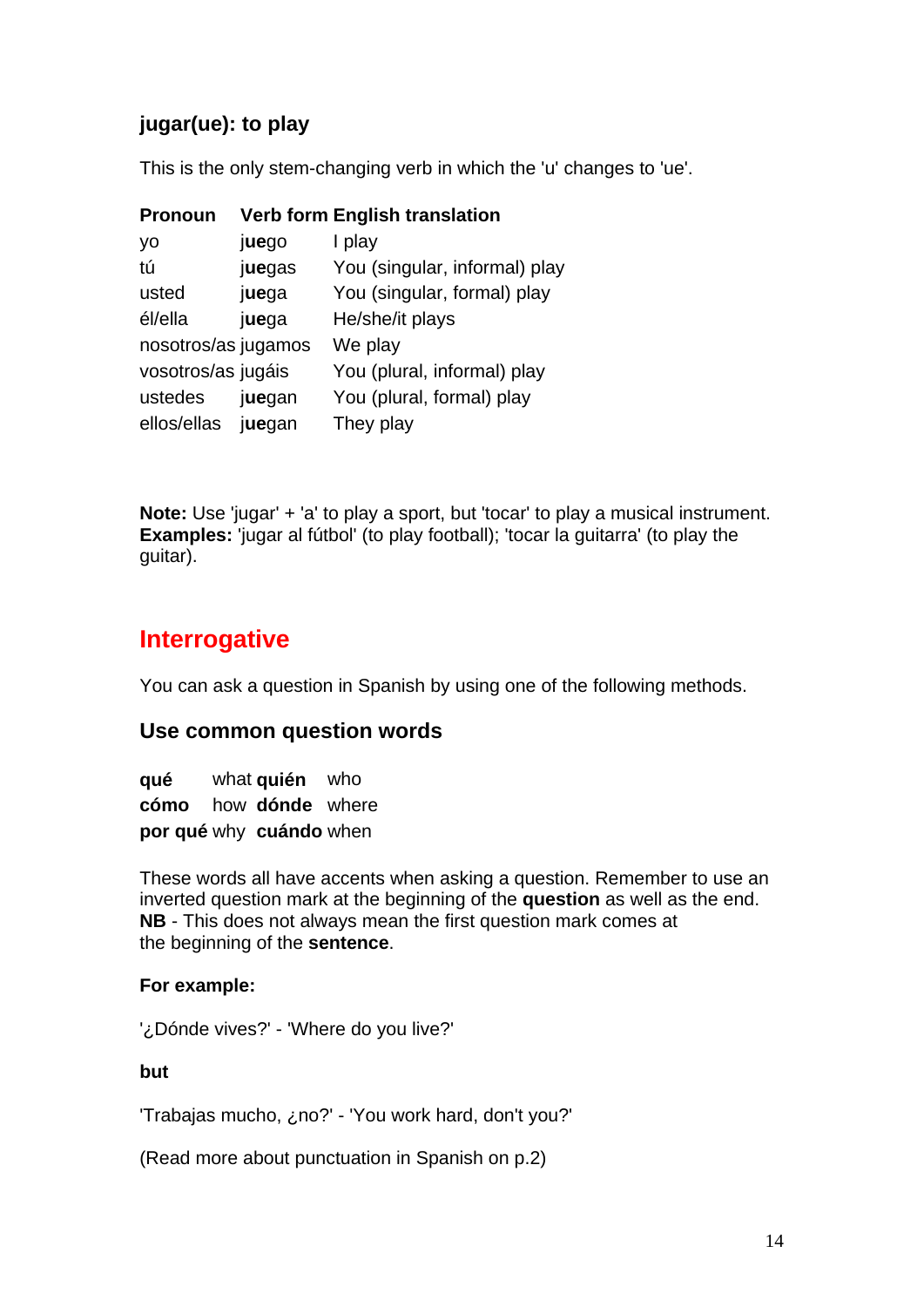### jugar(ue): to play

This is the only stem-changing verb in which the 'u' changes to 'ue'.

| Pronoun | Verb form | English translation |
|---|---|---|
| yo | j**ue**go | I play |
| tú | j**ue**gas | You (singular, informal) play |
| usted | j**ue**ga | You (singular, formal) play |
| él/ella | j**ue**ga | He/she/it plays |
| nosotros/as | jugamos | We play |
| vosotros/as | jugáis | You (plural, informal) play |
| ustedes | j**ue**gan | You (plural, formal) play |
| ellos/ellas | j**ue**gan | They play |

**Note:** Use 'jugar' + 'a' to play a sport, but 'tocar' to play a musical instrument.
**Examples:** 'jugar al fútbol' (to play football); 'tocar la guitarra' (to play the guitar).

## Interrogative

You can ask a question in Spanish by using one of the following methods.

### Use common question words

| | | | |
|---|---|---|---|
| **qué** | what | **quién** | who |
| **cómo** | how | **dónde** | where |
| **por qué** | why | **cuándo** | when |

These words all have accents when asking a question. Remember to use an inverted question mark at the beginning of the **question** as well as the end.
**NB** - This does not always mean the first question mark comes at the beginning of the **sentence**.

**For example:**

'¿Dónde vives?' - 'Where do you live?'

**but**

'Trabajas mucho, ¿no?' - 'You work hard, don't you?'

(Read more about punctuation in Spanish on p.2)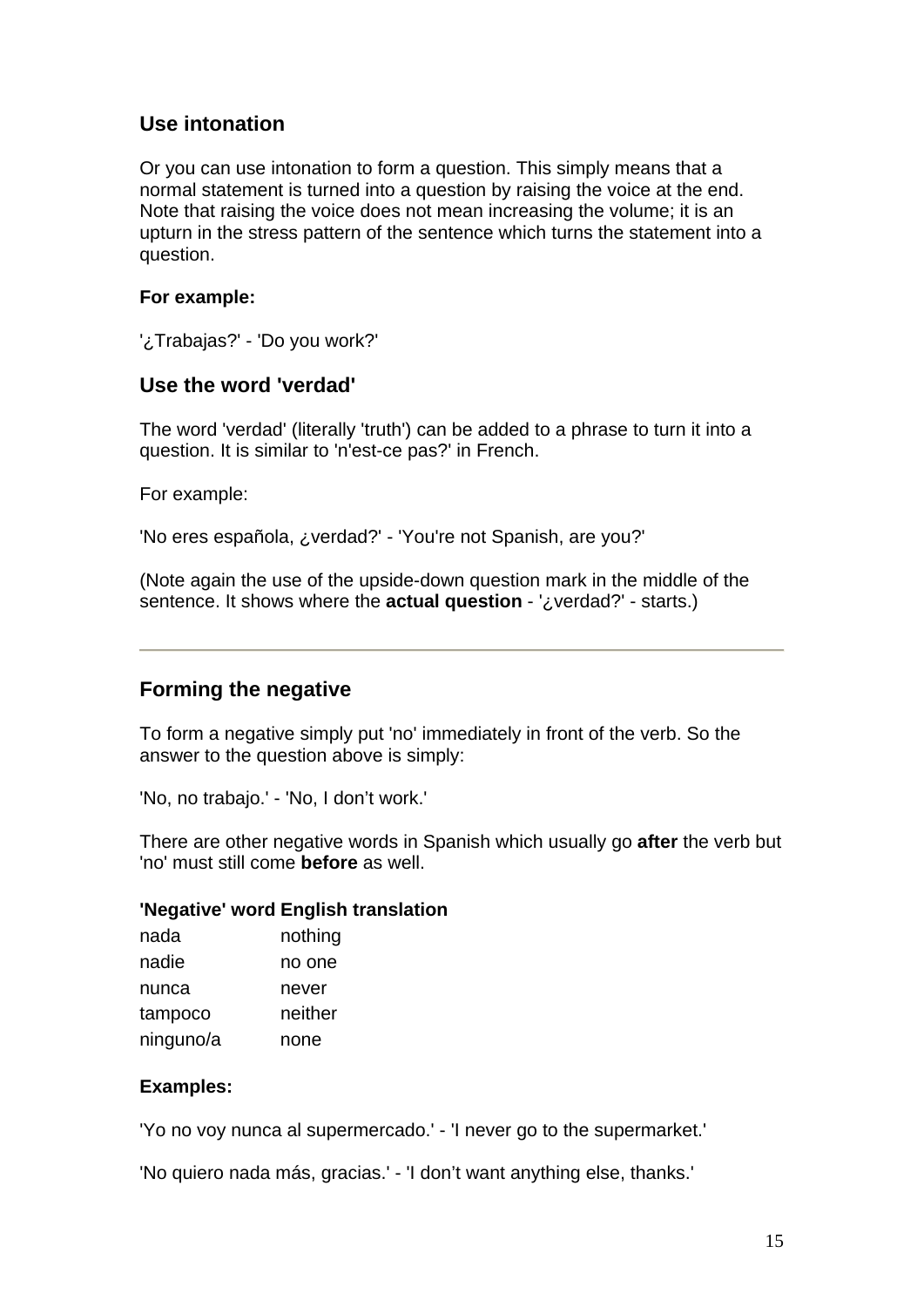## Use intonation

Or you can use intonation to form a question. This simply means that a normal statement is turned into a question by raising the voice at the end. Note that raising the voice does not mean increasing the volume; it is an upturn in the stress pattern of the sentence which turns the statement into a question.

**For example:**

'¿Trabajas?' - 'Do you work?'

## Use the word 'verdad'

The word 'verdad' (literally 'truth') can be added to a phrase to turn it into a question. It is similar to 'n'est-ce pas?' in French.

For example:

'No eres española, ¿verdad?' - 'You're not Spanish, are you?'

(Note again the use of the upside-down question mark in the middle of the sentence. It shows where the **actual question** - '¿verdad?' - starts.)

---

## Forming the negative

To form a negative simply put 'no' immediately in front of the verb. So the answer to the question above is simply:

'No, no trabajo.' - 'No, I don't work.'

There are other negative words in Spanish which usually go **after** the verb but 'no' must still come **before** as well.

| 'Negative' word | English translation |
| --- | --- |
| nada | nothing |
| nadie | no one |
| nunca | never |
| tampoco | neither |
| ninguno/a | none |

**Examples:**

'Yo no voy nunca al supermercado.' - 'I never go to the supermarket.'

'No quiero nada más, gracias.' - 'I don't want anything else, thanks.'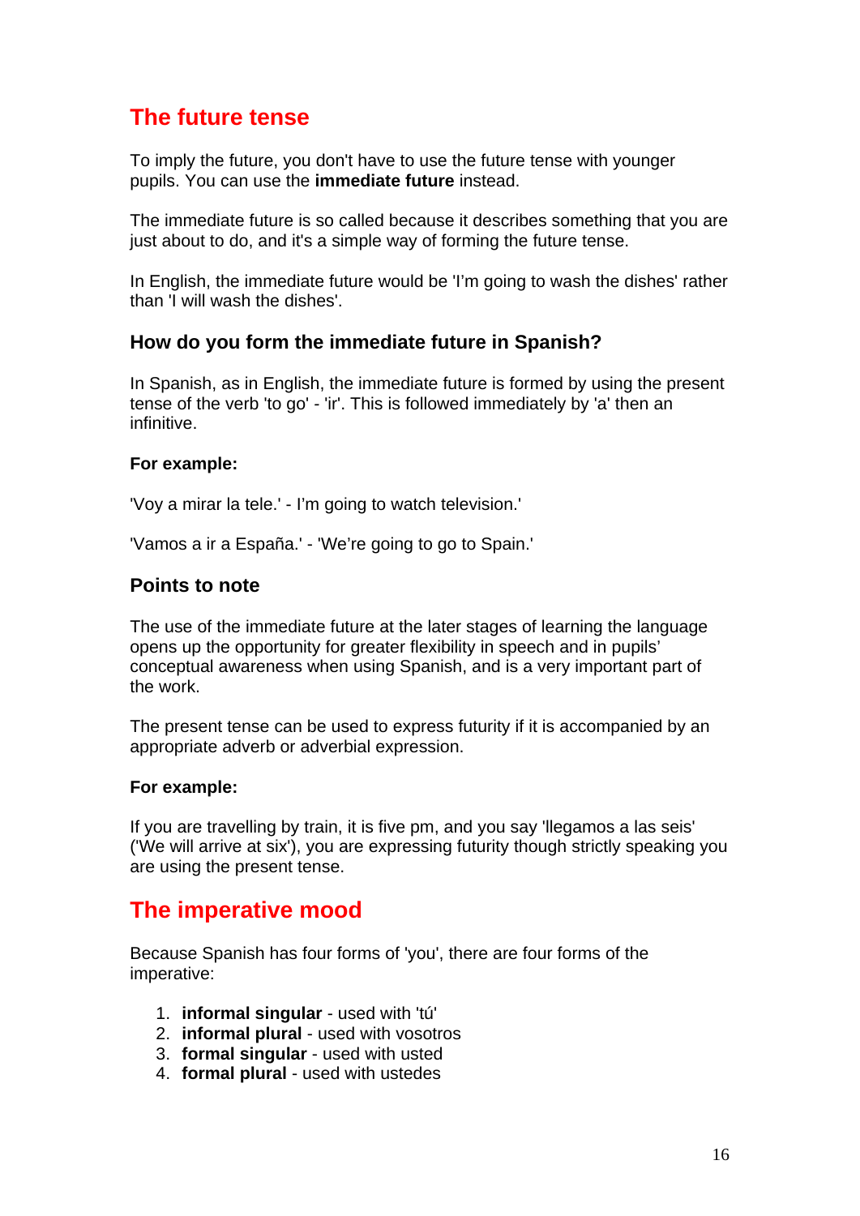## The future tense

To imply the future, you don't have to use the future tense with younger pupils. You can use the **immediate future** instead.

The immediate future is so called because it describes something that you are just about to do, and it's a simple way of forming the future tense.

In English, the immediate future would be 'I'm going to wash the dishes' rather than 'I will wash the dishes'.

### How do you form the immediate future in Spanish?

In Spanish, as in English, the immediate future is formed by using the present tense of the verb 'to go' - 'ir'. This is followed immediately by 'a' then an infinitive.

**For example:**

'Voy a mirar la tele.' - I'm going to watch television.'

'Vamos a ir a España.' - 'We're going to go to Spain.'

### Points to note

The use of the immediate future at the later stages of learning the language opens up the opportunity for greater flexibility in speech and in pupils' conceptual awareness when using Spanish, and is a very important part of the work.

The present tense can be used to express futurity if it is accompanied by an appropriate adverb or adverbial expression.

**For example:**

If you are travelling by train, it is five pm, and you say 'llegamos a las seis' ('We will arrive at six'), you are expressing futurity though strictly speaking you are using the present tense.

## The imperative mood

Because Spanish has four forms of 'you', there are four forms of the imperative:

1. **informal singular** - used with 'tú'
2. **informal plural** - used with vosotros
3. **formal singular** - used with usted
4. **formal plural** - used with ustedes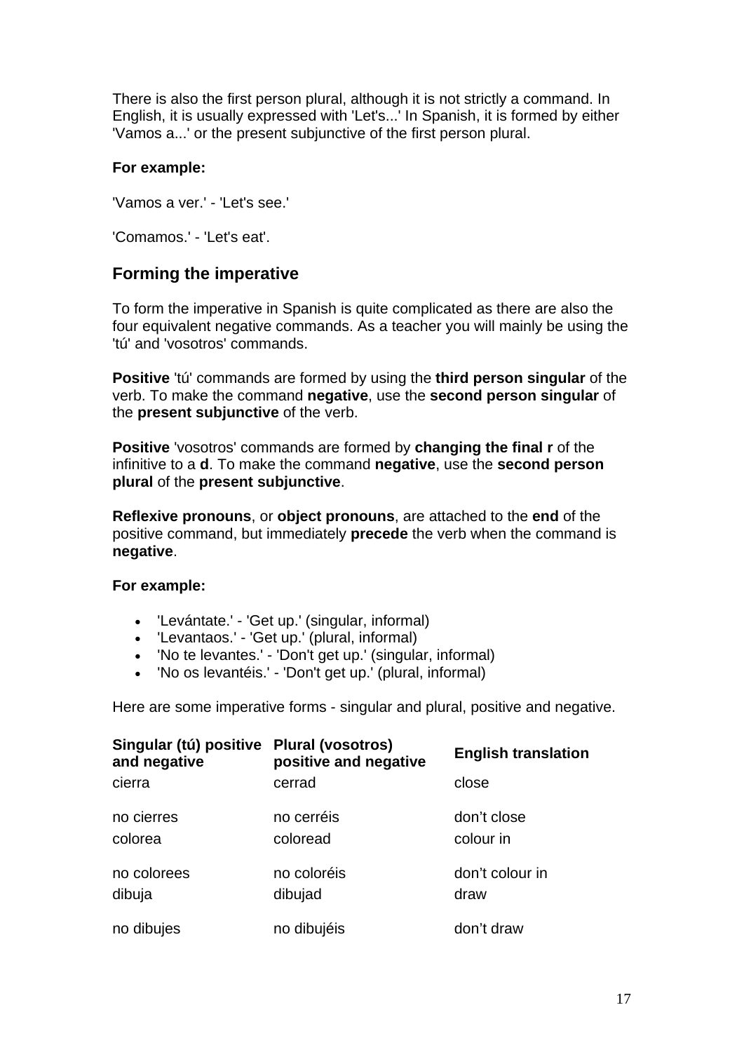There is also the first person plural, although it is not strictly a command. In English, it is usually expressed with 'Let's...' In Spanish, it is formed by either 'Vamos a...' or the present subjunctive of the first person plural.

**For example:**

'Vamos a ver.' - 'Let's see.'

'Comamos.' - 'Let's eat'.

## Forming the imperative

To form the imperative in Spanish is quite complicated as there are also the four equivalent negative commands. As a teacher you will mainly be using the 'tú' and 'vosotros' commands.

**Positive** 'tú' commands are formed by using the **third person singular** of the verb. To make the command **negative**, use the **second person singular** of the **present subjunctive** of the verb.

**Positive** 'vosotros' commands are formed by **changing the final r** of the infinitive to a **d**. To make the command **negative**, use the **second person plural** of the **present subjunctive**.

**Reflexive pronouns**, or **object pronouns**, are attached to the **end** of the positive command, but immediately **precede** the verb when the command is **negative**.

**For example:**

- 'Levántate.' - 'Get up.' (singular, informal)
- 'Levantaos.' - 'Get up.' (plural, informal)
- 'No te levantes.' - 'Don't get up.' (singular, informal)
- 'No os levantéis.' - 'Don't get up.' (plural, informal)

Here are some imperative forms - singular and plural, positive and negative.

| Singular (tú) positive and negative | Plural (vosotros) positive and negative | English translation |
|---|---|---|
| cierra | cerrad | close |
| no cierres | no cerréis | don't close |
| colorea | coloread | colour in |
| no colorees | no coloréis | don't colour in |
| dibuja | dibujad | draw |
| no dibujes | no dibujéis | don't draw |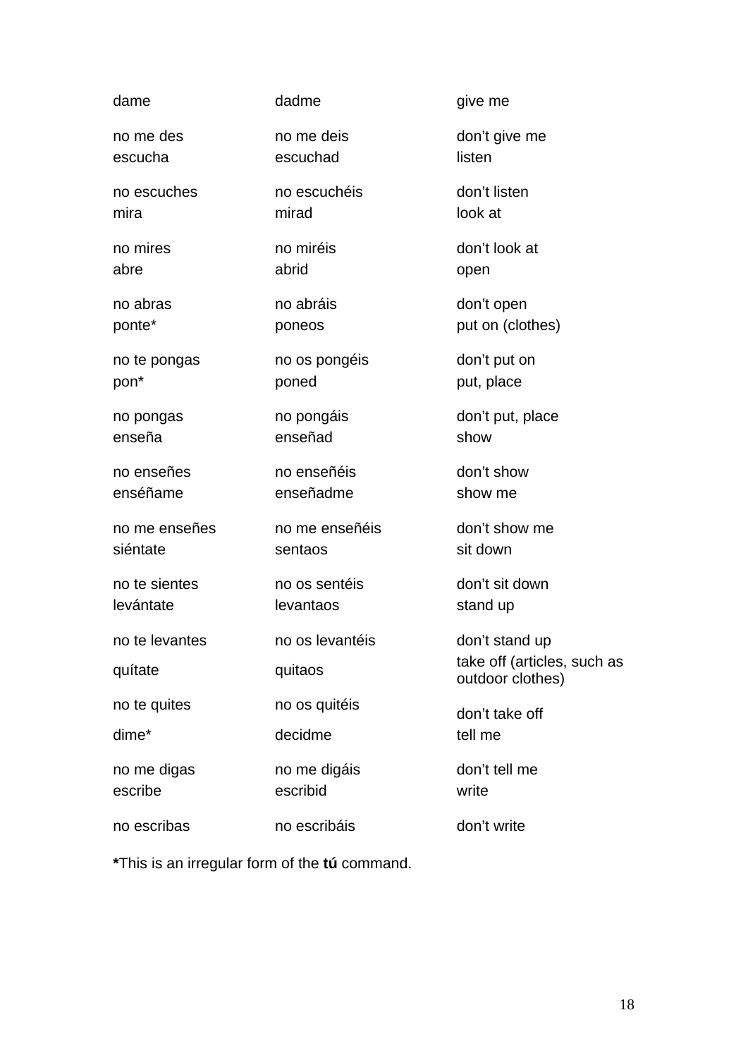| | | |
|---|---|---|
| dame | dadme | give me |
| no me des | no me deis | don't give me |
| escucha | escuchad | listen |
| no escuches | no escuchéis | don't listen |
| mira | mirad | look at |
| no mires | no miréis | don't look at |
| abre | abrid | open |
| no abras | no abráis | don't open |
| ponte* | poneos | put on (clothes) |
| no te pongas | no os pongéis | don't put on |
| pon* | poned | put, place |
| no pongas | no pongáis | don't put, place |
| enseña | enseñad | show |
| no enseñes | no enseñéis | don't show |
| enséñame | enseñadme | show me |
| no me enseñes | no me enseñéis | don't show me |
| siéntate | sentaos | sit down |
| no te sientes | no os sentéis | don't sit down |
| levántate | levantaos | stand up |
| no te levantes | no os levantéis | don't stand up |
| quítate | quitaos | take off (articles, such as outdoor clothes) |
| no te quites | no os quitéis | don't take off |
| dime* | decidme | tell me |
| no me digas | no me digáis | don't tell me |
| escribe | escribid | write |
| no escribas | no escribáis | don't write |

**\***This is an irregular form of the **tú** command.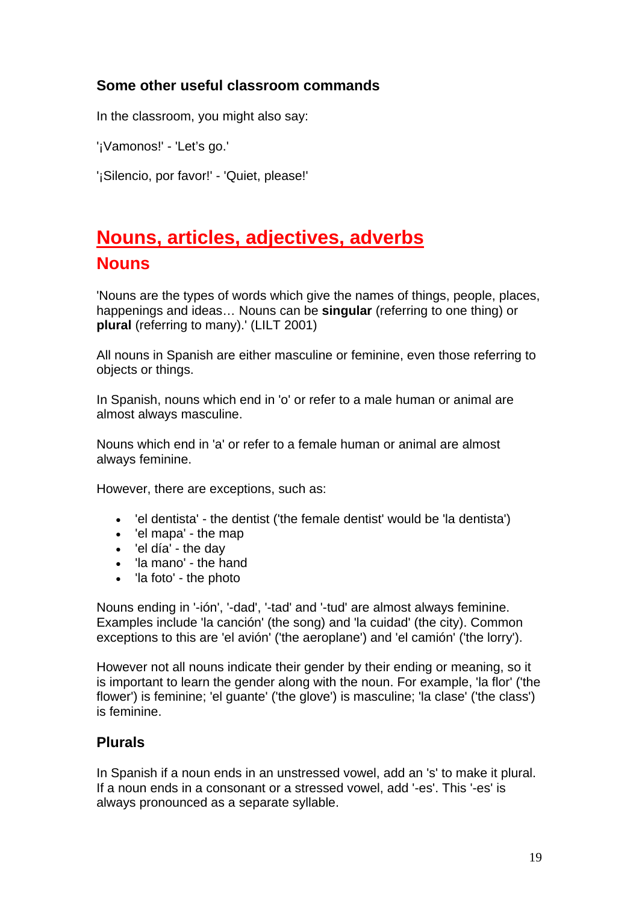### Some other useful classroom commands

In the classroom, you might also say:

'¡Vamonos!' - 'Let's go.'

'¡Silencio, por favor!' - 'Quiet, please!'

# Nouns, articles, adjectives, adverbs

## Nouns

'Nouns are the types of words which give the names of things, people, places, happenings and ideas… Nouns can be **singular** (referring to one thing) or **plural** (referring to many).' (LILT 2001)

All nouns in Spanish are either masculine or feminine, even those referring to objects or things.

In Spanish, nouns which end in 'o' or refer to a male human or animal are almost always masculine.

Nouns which end in 'a' or refer to a female human or animal are almost always feminine.

However, there are exceptions, such as:

- 'el dentista' - the dentist ('the female dentist' would be 'la dentista')
- 'el mapa' - the map
- 'el día' - the day
- 'la mano' - the hand
- 'la foto' - the photo

Nouns ending in '-ión', '-dad', '-tad' and '-tud' are almost always feminine. Examples include 'la canción' (the song) and 'la cuidad' (the city). Common exceptions to this are 'el avión' ('the aeroplane') and 'el camión' ('the lorry').

However not all nouns indicate their gender by their ending or meaning, so it is important to learn the gender along with the noun. For example, 'la flor' ('the flower') is feminine; 'el guante' ('the glove') is masculine; 'la clase' ('the class') is feminine.

### Plurals

In Spanish if a noun ends in an unstressed vowel, add an 's' to make it plural. If a noun ends in a consonant or a stressed vowel, add '-es'. This '-es' is always pronounced as a separate syllable.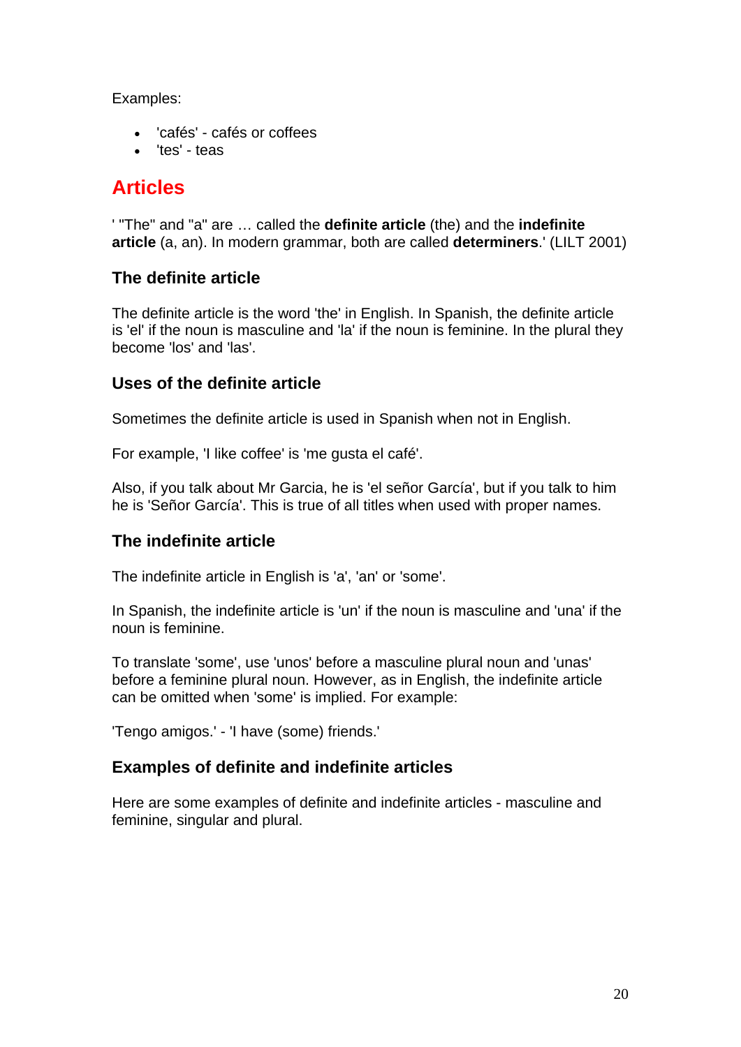Examples:

- 'cafés' - cafés or coffees
- 'tes' - teas

# Articles

' "The" and "a" are … called the **definite article** (the) and the **indefinite article** (a, an). In modern grammar, both are called **determiners**.' (LILT 2001)

## The definite article

The definite article is the word 'the' in English. In Spanish, the definite article is 'el' if the noun is masculine and 'la' if the noun is feminine. In the plural they become 'los' and 'las'.

## Uses of the definite article

Sometimes the definite article is used in Spanish when not in English.

For example, 'I like coffee' is 'me gusta el café'.

Also, if you talk about Mr Garcia, he is 'el señor García', but if you talk to him he is 'Señor García'. This is true of all titles when used with proper names.

## The indefinite article

The indefinite article in English is 'a', 'an' or 'some'.

In Spanish, the indefinite article is 'un' if the noun is masculine and 'una' if the noun is feminine.

To translate 'some', use 'unos' before a masculine plural noun and 'unas' before a feminine plural noun. However, as in English, the indefinite article can be omitted when 'some' is implied. For example:

'Tengo amigos.' - 'I have (some) friends.'

## Examples of definite and indefinite articles

Here are some examples of definite and indefinite articles - masculine and feminine, singular and plural.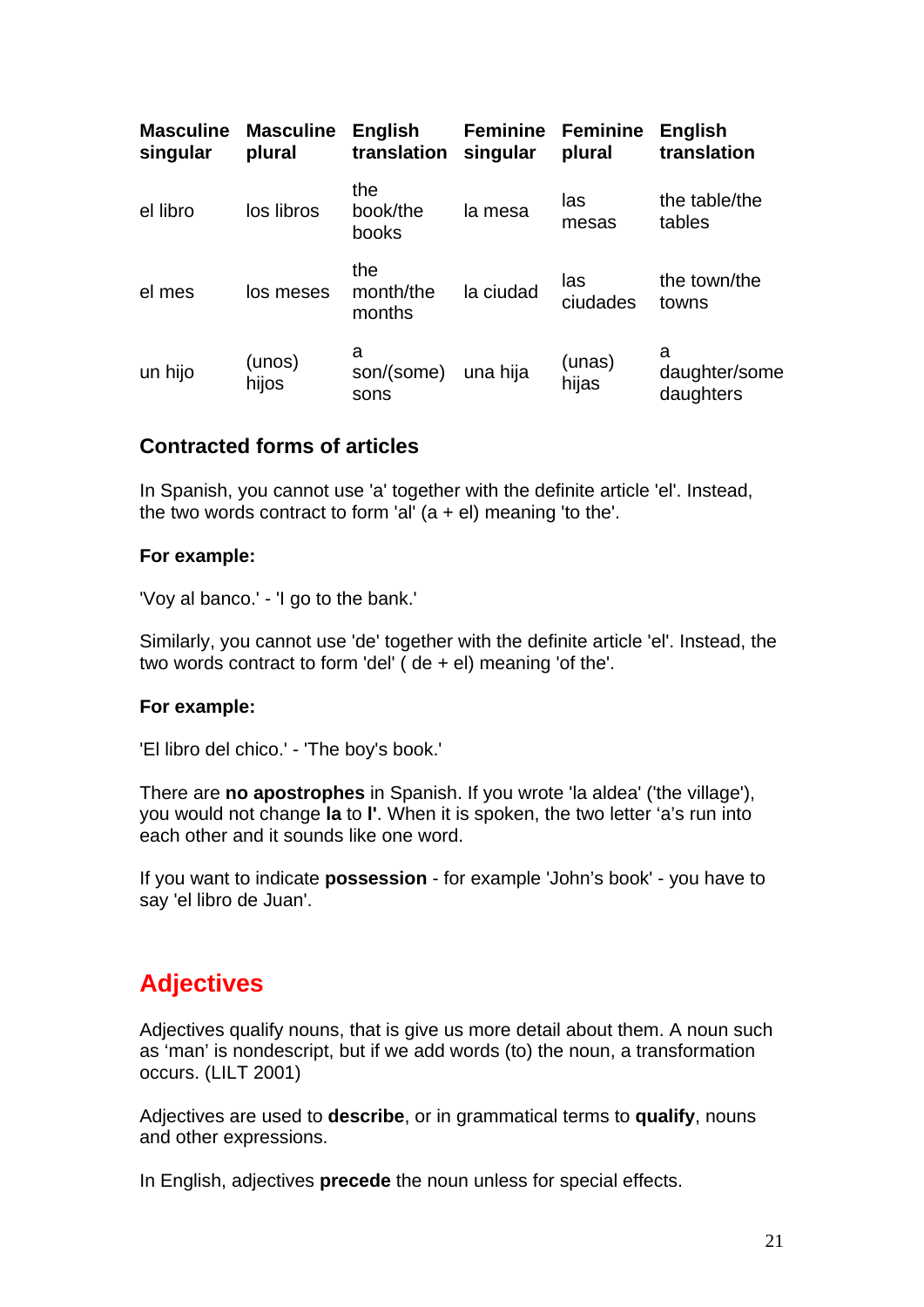| Masculine singular | Masculine plural | English translation | Feminine singular | Feminine plural | English translation |
|---|---|---|---|---|---|
| el libro | los libros | the book/the books | la mesa | las mesas | the table/the tables |
| el mes | los meses | the month/the months | la ciudad | las ciudades | the town/the towns |
| un hijo | (unos) hijos | a son/(some) sons | una hija | (unas) hijas | a daughter/some daughters |

### Contracted forms of articles

In Spanish, you cannot use 'a' together with the definite article 'el'. Instead, the two words contract to form 'al' (a + el) meaning 'to the'.

**For example:**

'Voy al banco.' - 'I go to the bank.'

Similarly, you cannot use 'de' together with the definite article 'el'. Instead, the two words contract to form 'del' ( de + el) meaning 'of the'.

**For example:**

'El libro del chico.' - 'The boy's book.'

There are **no apostrophes** in Spanish. If you wrote 'la aldea' ('the village'), you would not change **la** to **l'**. When it is spoken, the two letter 'a's run into each other and it sounds like one word.

If you want to indicate **possession** - for example 'John's book' - you have to say 'el libro de Juan'.

## Adjectives

Adjectives qualify nouns, that is give us more detail about them. A noun such as 'man' is nondescript, but if we add words (to) the noun, a transformation occurs. (LILT 2001)

Adjectives are used to **describe**, or in grammatical terms to **qualify**, nouns and other expressions.

In English, adjectives **precede** the noun unless for special effects.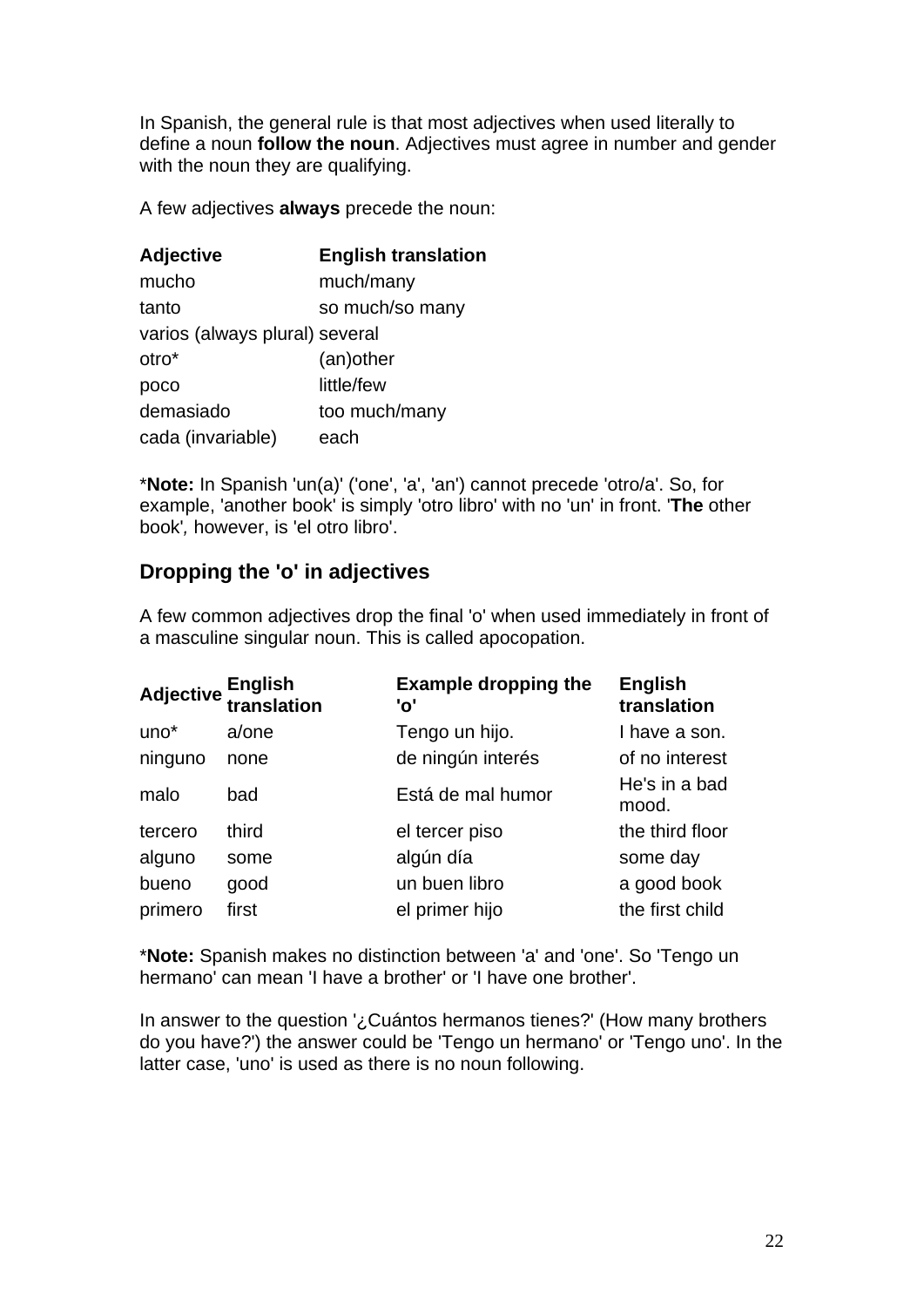In Spanish, the general rule is that most adjectives when used literally to define a noun **follow the noun**. Adjectives must agree in number and gender with the noun they are qualifying.

A few adjectives **always** precede the noun:

| Adjective | English translation |
|---|---|
| mucho | much/many |
| tanto | so much/so many |
| varios (always plural) | several |
| otro* | (an)other |
| poco | little/few |
| demasiado | too much/many |
| cada (invariable) | each |

***Note:** In Spanish 'un(a)' ('one', 'a', 'an') cannot precede 'otro/a'. So, for example, 'another book' is simply 'otro libro' with no 'un' in front. '**The** other book', however, is 'el otro libro'.

## Dropping the 'o' in adjectives

A few common adjectives drop the final 'o' when used immediately in front of a masculine singular noun. This is called apocopation.

| Adjective | English translation | Example dropping the 'o' | English translation |
|---|---|---|---|
| uno* | a/one | Tengo un hijo. | I have a son. |
| ninguno | none | de ningún interés | of no interest |
| malo | bad | Está de mal humor | He's in a bad mood. |
| tercero | third | el tercer piso | the third floor |
| alguno | some | algún día | some day |
| bueno | good | un buen libro | a good book |
| primero | first | el primer hijo | the first child |

***Note:** Spanish makes no distinction between 'a' and 'one'. So 'Tengo un hermano' can mean 'I have a brother' or 'I have one brother'.

In answer to the question '¿Cuántos hermanos tienes?' (How many brothers do you have?') the answer could be 'Tengo un hermano' or 'Tengo uno'. In the latter case, 'uno' is used as there is no noun following.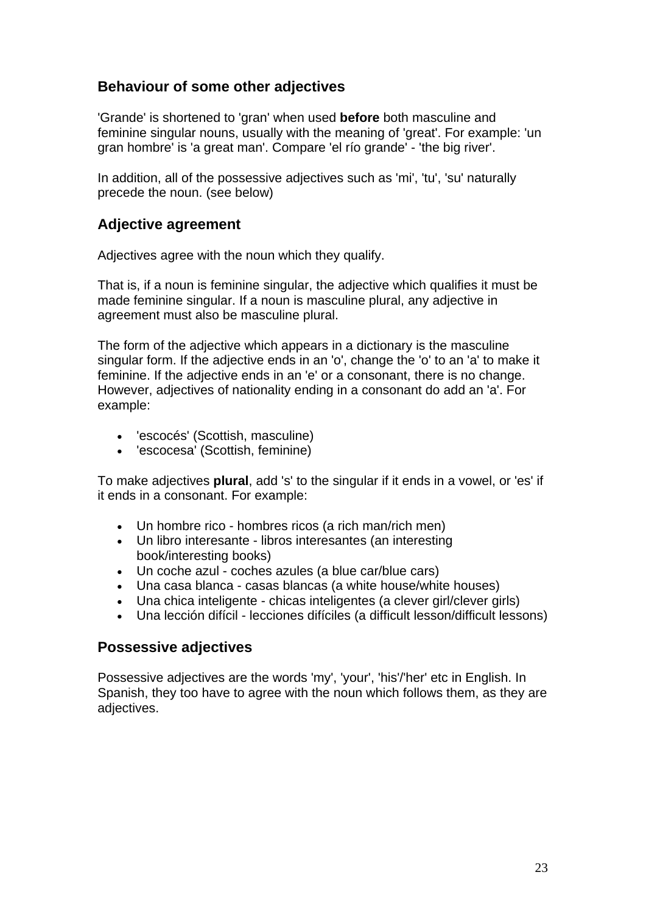## Behaviour of some other adjectives

'Grande' is shortened to 'gran' when used **before** both masculine and feminine singular nouns, usually with the meaning of 'great'. For example: 'un gran hombre' is 'a great man'. Compare 'el río grande' - 'the big river'.

In addition, all of the possessive adjectives such as 'mi', 'tu', 'su' naturally precede the noun. (see below)

## Adjective agreement

Adjectives agree with the noun which they qualify.

That is, if a noun is feminine singular, the adjective which qualifies it must be made feminine singular. If a noun is masculine plural, any adjective in agreement must also be masculine plural.

The form of the adjective which appears in a dictionary is the masculine singular form. If the adjective ends in an 'o', change the 'o' to an 'a' to make it feminine. If the adjective ends in an 'e' or a consonant, there is no change. However, adjectives of nationality ending in a consonant do add an 'a'. For example:

- 'escocés' (Scottish, masculine)
- 'escocesa' (Scottish, feminine)

To make adjectives **plural**, add 's' to the singular if it ends in a vowel, or 'es' if it ends in a consonant. For example:

- Un hombre rico - hombres ricos (a rich man/rich men)
- Un libro interesante - libros interesantes (an interesting book/interesting books)
- Un coche azul - coches azules (a blue car/blue cars)
- Una casa blanca - casas blancas (a white house/white houses)
- Una chica inteligente - chicas inteligentes (a clever girl/clever girls)
- Una lección difícil - lecciones difíciles (a difficult lesson/difficult lessons)

## Possessive adjectives

Possessive adjectives are the words 'my', 'your', 'his'/'her' etc in English. In Spanish, they too have to agree with the noun which follows them, as they are adjectives.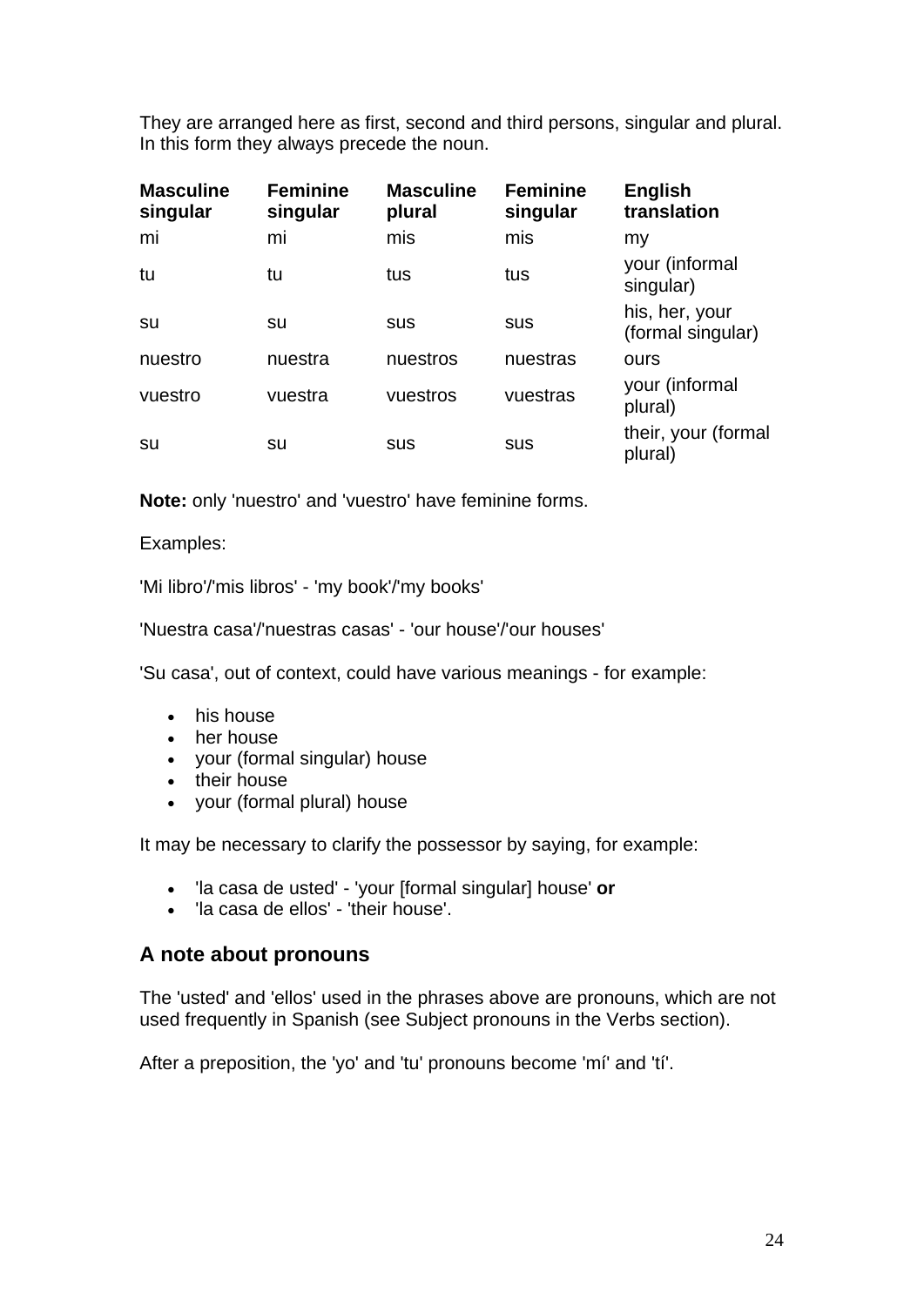They are arranged here as first, second and third persons, singular and plural. In this form they always precede the noun.

| Masculine singular | Feminine singular | Masculine plural | Feminine singular | English translation |
|---|---|---|---|---|
| mi | mi | mis | mis | my |
| tu | tu | tus | tus | your (informal singular) |
| su | su | sus | sus | his, her, your (formal singular) |
| nuestro | nuestra | nuestros | nuestras | ours |
| vuestro | vuestra | vuestros | vuestras | your (informal plural) |
| su | su | sus | sus | their, your (formal plural) |

**Note:** only 'nuestro' and 'vuestro' have feminine forms.

Examples:

'Mi libro'/'mis libros' - 'my book'/'my books'

'Nuestra casa'/'nuestras casas' - 'our house'/'our houses'

'Su casa', out of context, could have various meanings - for example:

- his house
- her house
- your (formal singular) house
- their house
- your (formal plural) house

It may be necessary to clarify the possessor by saying, for example:

- 'la casa de usted' - 'your [formal singular] house' **or**
- 'la casa de ellos' - 'their house'.

## A note about pronouns

The 'usted' and 'ellos' used in the phrases above are pronouns, which are not used frequently in Spanish (see Subject pronouns in the Verbs section).

After a preposition, the 'yo' and 'tu' pronouns become 'mí' and 'tí'.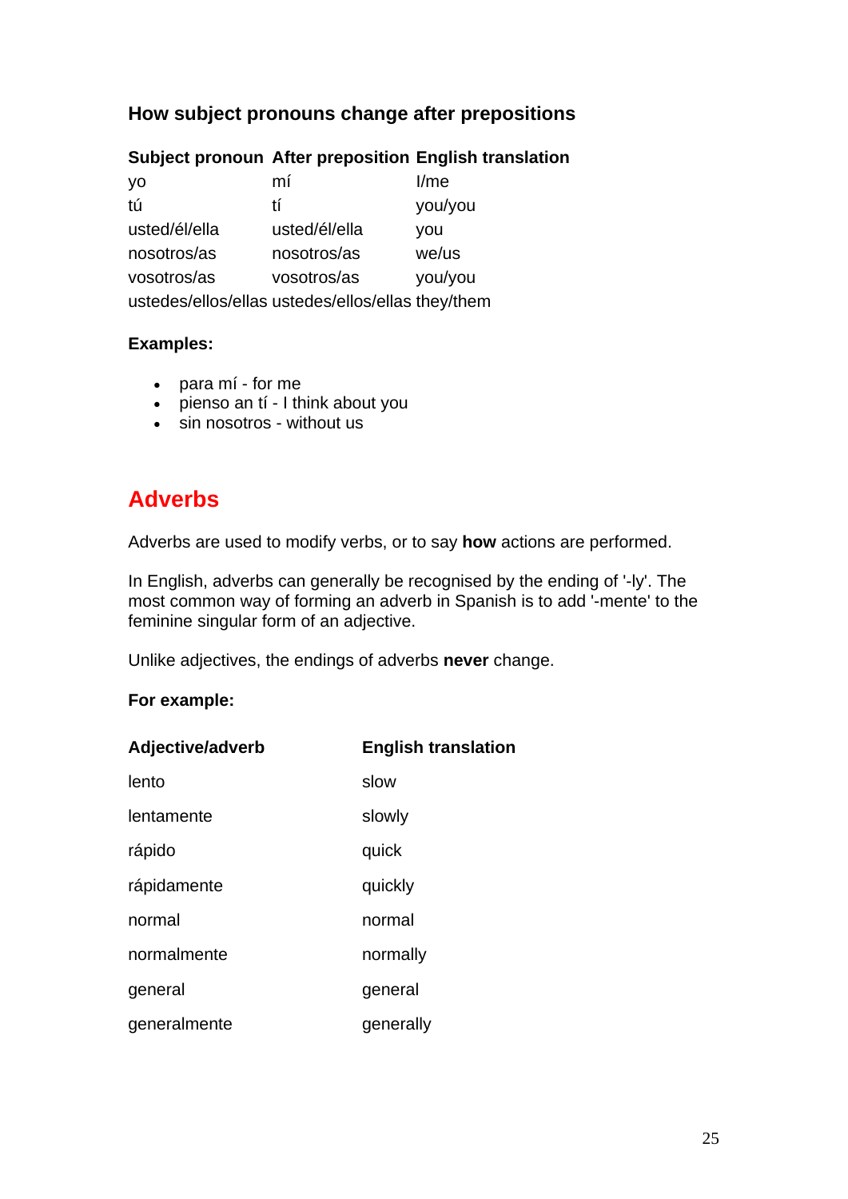### How subject pronouns change after prepositions

| Subject pronoun | After preposition | English translation |
|---|---|---|
| yo | mí | I/me |
| tú | tí | you/you |
| usted/él/ella | usted/él/ella | you |
| nosotros/as | nosotros/as | we/us |
| vosotros/as | vosotros/as | you/you |
| ustedes/ellos/ellas | ustedes/ellos/ellas | they/them |

**Examples:**

- para mí - for me
- pienso an tí - I think about you
- sin nosotros - without us

## Adverbs

Adverbs are used to modify verbs, or to say **how** actions are performed.

In English, adverbs can generally be recognised by the ending of '-ly'. The most common way of forming an adverb in Spanish is to add '-mente' to the feminine singular form of an adjective.

Unlike adjectives, the endings of adverbs **never** change.

**For example:**

| Adjective/adverb | English translation |
|---|---|
| lento | slow |
| lentamente | slowly |
| rápido | quick |
| rápidamente | quickly |
| normal | normal |
| normalmente | normally |
| general | general |
| generalmente | generally |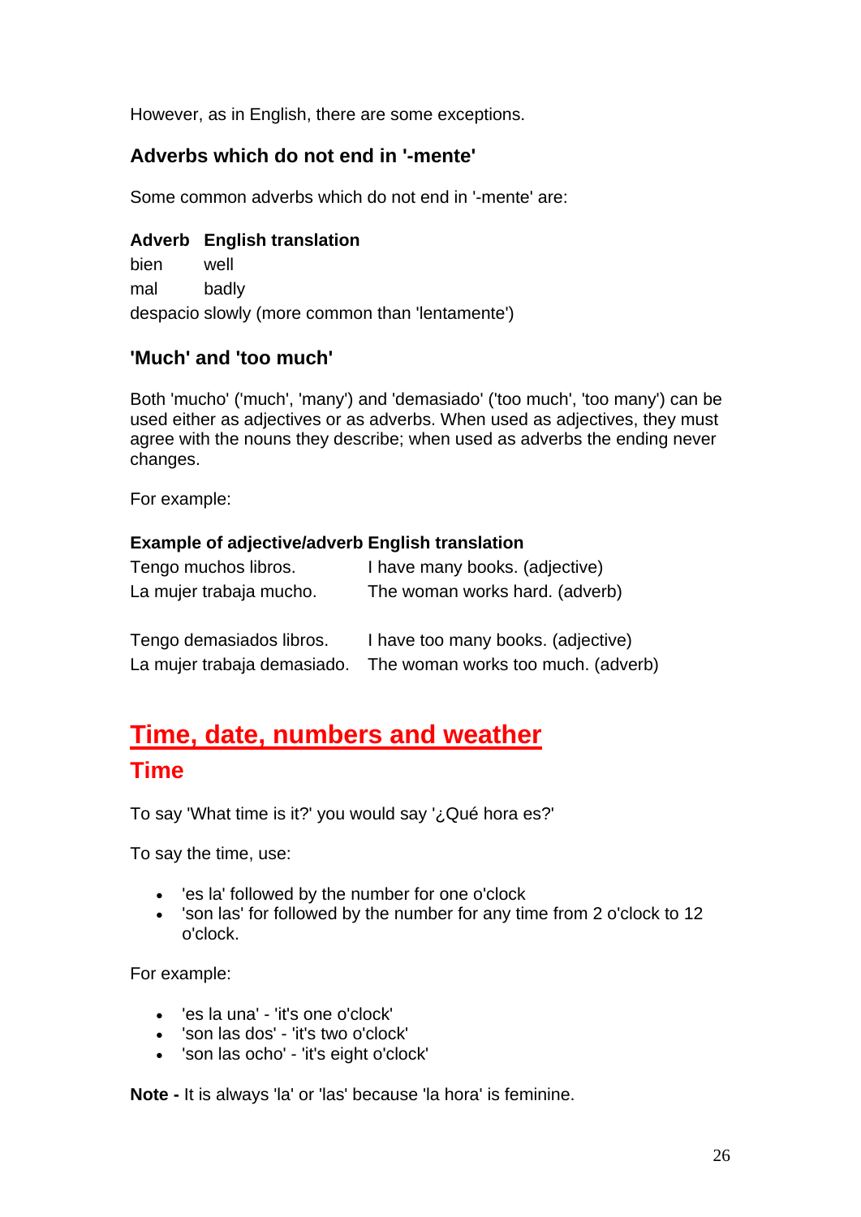However, as in English, there are some exceptions.

### Adverbs which do not end in '-mente'

Some common adverbs which do not end in '-mente' are:

| Adverb | English translation |
|---|---|
| bien | well |
| mal | badly |
| despacio | slowly (more common than 'lentamente') |

### 'Much' and 'too much'

Both 'mucho' ('much', 'many') and 'demasiado' ('too much', 'too many') can be used either as adjectives or as adverbs. When used as adjectives, they must agree with the nouns they describe; when used as adverbs the ending never changes.

For example:

| Example of adjective/adverb | English translation |
|---|---|
| Tengo muchos libros. | I have many books. (adjective) |
| La mujer trabaja mucho. | The woman works hard. (adverb) |
| Tengo demasiados libros. | I have too many books. (adjective) |
| La mujer trabaja demasiado. | The woman works too much. (adverb) |

# Time, date, numbers and weather

## Time

To say 'What time is it?' you would say '¿Qué hora es?'

To say the time, use:

- 'es la' followed by the number for one o'clock
- 'son las' for followed by the number for any time from 2 o'clock to 12 o'clock.

For example:

- 'es la una' - 'it's one o'clock'
- 'son las dos' - 'it's two o'clock'
- 'son las ocho' - 'it's eight o'clock'

**Note -** It is always 'la' or 'las' because 'la hora' is feminine.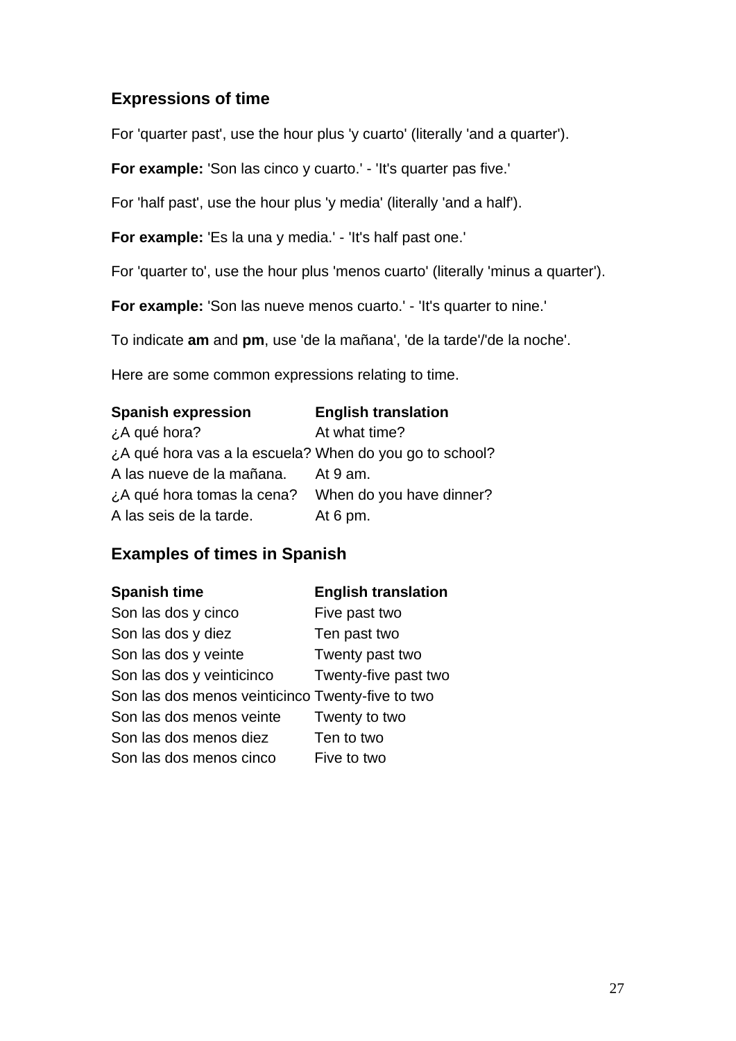## Expressions of time

For 'quarter past', use the hour plus 'y cuarto' (literally 'and a quarter').

**For example:** 'Son las cinco y cuarto.' - 'It's quarter pas five.'

For 'half past', use the hour plus 'y media' (literally 'and a half').

**For example:** 'Es la una y media.' - 'It's half past one.'

For 'quarter to', use the hour plus 'menos cuarto' (literally 'minus a quarter').

**For example:** 'Son las nueve menos cuarto.' - 'It's quarter to nine.'

To indicate **am** and **pm**, use 'de la mañana', 'de la tarde'/'de la noche'.

Here are some common expressions relating to time.

| Spanish expression | English translation |
|---|---|
| ¿A qué hora? | At what time? |
| ¿A qué hora vas a la escuela? | When do you go to school? |
| A las nueve de la mañana. | At 9 am. |
| ¿A qué hora tomas la cena? | When do you have dinner? |
| A las seis de la tarde. | At 6 pm. |

## Examples of times in Spanish

| Spanish time | English translation |
|---|---|
| Son las dos y cinco | Five past two |
| Son las dos y diez | Ten past two |
| Son las dos y veinte | Twenty past two |
| Son las dos y veinticinco | Twenty-five past two |
| Son las dos menos veinticinco | Twenty-five to two |
| Son las dos menos veinte | Twenty to two |
| Son las dos menos diez | Ten to two |
| Son las dos menos cinco | Five to two |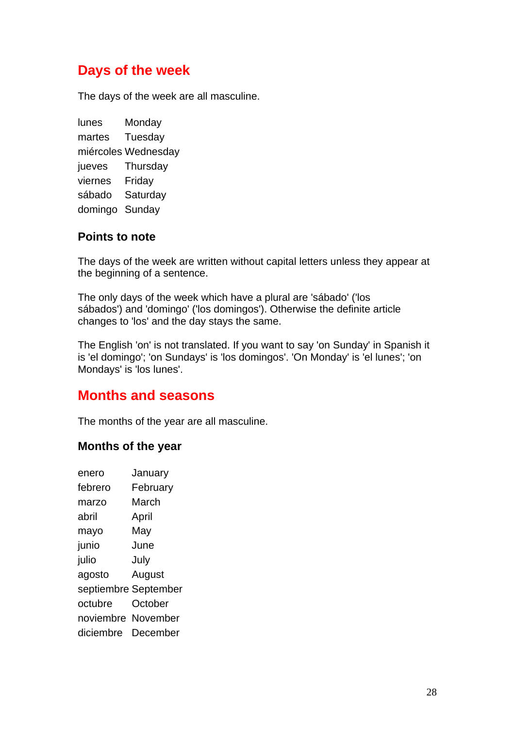## Days of the week

The days of the week are all masculine.

| | |
|---|---|
| lunes | Monday |
| martes | Tuesday |
| miércoles | Wednesday |
| jueves | Thursday |
| viernes | Friday |
| sábado | Saturday |
| domingo | Sunday |

### Points to note

The days of the week are written without capital letters unless they appear at the beginning of a sentence.

The only days of the week which have a plural are 'sábado' ('los sábados') and 'domingo' ('los domingos'). Otherwise the definite article changes to 'los' and the day stays the same.

The English 'on' is not translated. If you want to say 'on Sunday' in Spanish it is 'el domingo'; 'on Sundays' is 'los domingos'. 'On Monday' is 'el lunes'; 'on Mondays' is 'los lunes'.

## Months and seasons

The months of the year are all masculine.

### Months of the year

| | |
|---|---|
| enero | January |
| febrero | February |
| marzo | March |
| abril | April |
| mayo | May |
| junio | June |
| julio | July |
| agosto | August |
| septiembre | September |
| octubre | October |
| noviembre | November |
| diciembre | December |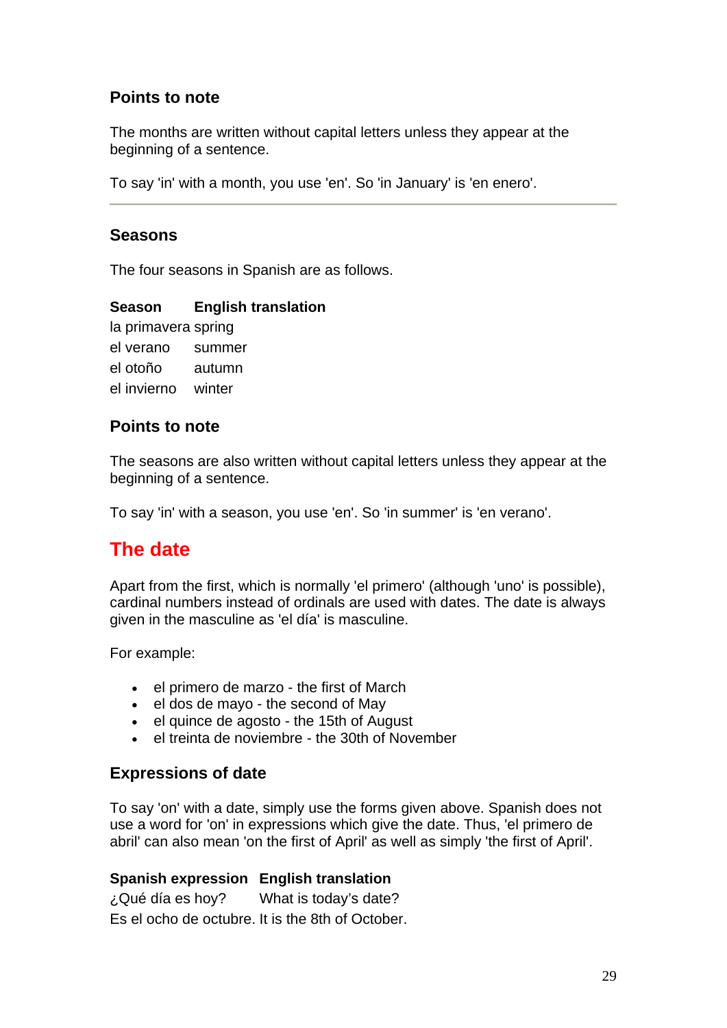### Points to note

The months are written without capital letters unless they appear at the beginning of a sentence.

To say 'in' with a month, you use 'en'. So 'in January' is 'en enero'.

---

### Seasons

The four seasons in Spanish are as follows.

| Season | English translation |
|---|---|
| la primavera | spring |
| el verano | summer |
| el otoño | autumn |
| el invierno | winter |

### Points to note

The seasons are also written without capital letters unless they appear at the beginning of a sentence.

To say 'in' with a season, you use 'en'. So 'in summer' is 'en verano'.

## The date

Apart from the first, which is normally 'el primero' (although 'uno' is possible), cardinal numbers instead of ordinals are used with dates. The date is always given in the masculine as 'el día' is masculine.

For example:

- el primero de marzo - the first of March
- el dos de mayo - the second of May
- el quince de agosto - the 15th of August
- el treinta de noviembre - the 30th of November

### Expressions of date

To say 'on' with a date, simply use the forms given above. Spanish does not use a word for 'on' in expressions which give the date. Thus, 'el primero de abril' can also mean 'on the first of April' as well as simply 'the first of April'.

| Spanish expression | English translation |
|---|---|
| ¿Qué día es hoy? | What is today's date? |
| Es el ocho de octubre. | It is the 8th of October. |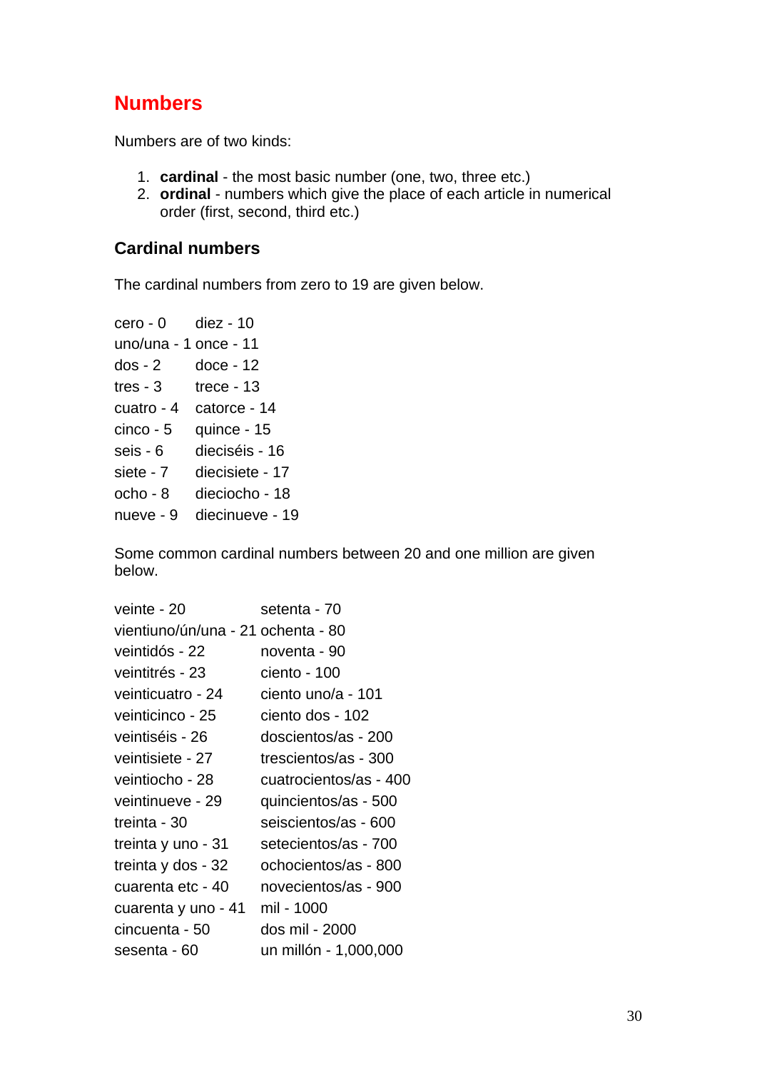# Numbers

Numbers are of two kinds:

1. **cardinal** - the most basic number (one, two, three etc.)
2. **ordinal** - numbers which give the place of each article in numerical order (first, second, third etc.)

## Cardinal numbers

The cardinal numbers from zero to 19 are given below.

| | |
|---|---|
| cero - 0 | diez - 10 |
| uno/una - 1 | once - 11 |
| dos - 2 | doce - 12 |
| tres - 3 | trece - 13 |
| cuatro - 4 | catorce - 14 |
| cinco - 5 | quince - 15 |
| seis - 6 | dieciséis - 16 |
| siete - 7 | diecisiete - 17 |
| ocho - 8 | dieciocho - 18 |
| nueve - 9 | diecinueve - 19 |

Some common cardinal numbers between 20 and one million are given below.

| | |
|---|---|
| veinte - 20 | setenta - 70 |
| vientiuno/ún/una - 21 | ochenta - 80 |
| veintidós - 22 | noventa - 90 |
| veintitrés - 23 | ciento - 100 |
| veinticuatro - 24 | ciento uno/a - 101 |
| veinticinco - 25 | ciento dos - 102 |
| veintiséis - 26 | doscientos/as - 200 |
| veintisiete - 27 | trescientos/as - 300 |
| veintiocho - 28 | cuatrocientos/as - 400 |
| veintinueve - 29 | quincientos/as - 500 |
| treinta - 30 | seiscientos/as - 600 |
| treinta y uno - 31 | setecientos/as - 700 |
| treinta y dos - 32 | ochocientos/as - 800 |
| cuarenta etc - 40 | novecientos/as - 900 |
| cuarenta y uno - 41 | mil - 1000 |
| cincuenta - 50 | dos mil - 2000 |
| sesenta - 60 | un millón - 1,000,000 |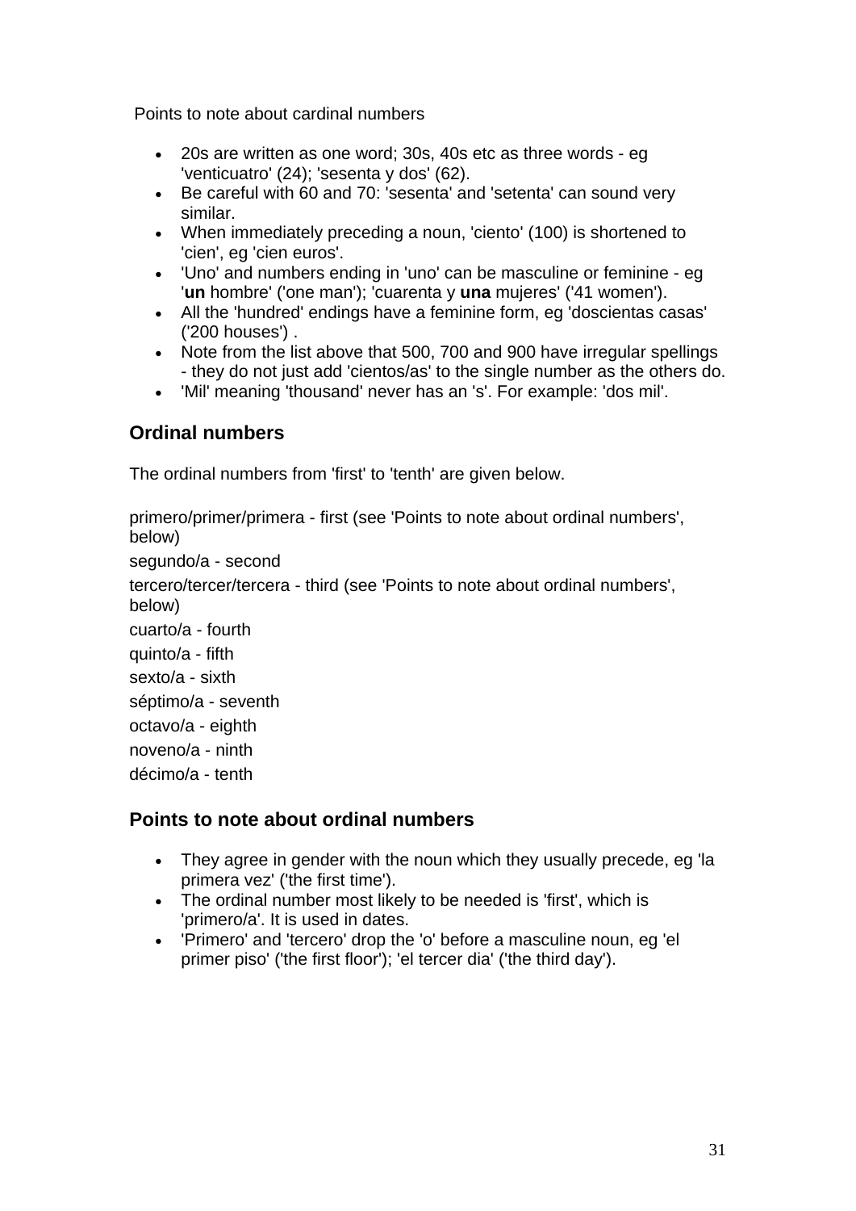Points to note about cardinal numbers

- 20s are written as one word; 30s, 40s etc as three words - eg 'venticuatro' (24); 'sesenta y dos' (62).
- Be careful with 60 and 70: 'sesenta' and 'setenta' can sound very similar.
- When immediately preceding a noun, 'ciento' (100) is shortened to 'cien', eg 'cien euros'.
- 'Uno' and numbers ending in 'uno' can be masculine or feminine - eg '**un** hombre' ('one man'); 'cuarenta y **una** mujeres' ('41 women').
- All the 'hundred' endings have a feminine form, eg 'doscientas casas' ('200 houses') .
- Note from the list above that 500, 700 and 900 have irregular spellings - they do not just add 'cientos/as' to the single number as the others do.
- 'Mil' meaning 'thousand' never has an 's'. For example: 'dos mil'.

## Ordinal numbers

The ordinal numbers from 'first' to 'tenth' are given below.

primero/primer/primera - first (see 'Points to note about ordinal numbers', below)

segundo/a - second

tercero/tercer/tercera - third (see 'Points to note about ordinal numbers', below)

cuarto/a - fourth

quinto/a - fifth

sexto/a - sixth

séptimo/a - seventh

octavo/a - eighth

noveno/a - ninth

décimo/a - tenth

## Points to note about ordinal numbers

- They agree in gender with the noun which they usually precede, eg 'la primera vez' ('the first time').
- The ordinal number most likely to be needed is 'first', which is 'primero/a'. It is used in dates.
- 'Primero' and 'tercero' drop the 'o' before a masculine noun, eg 'el primer piso' ('the first floor'); 'el tercer dia' ('the third day').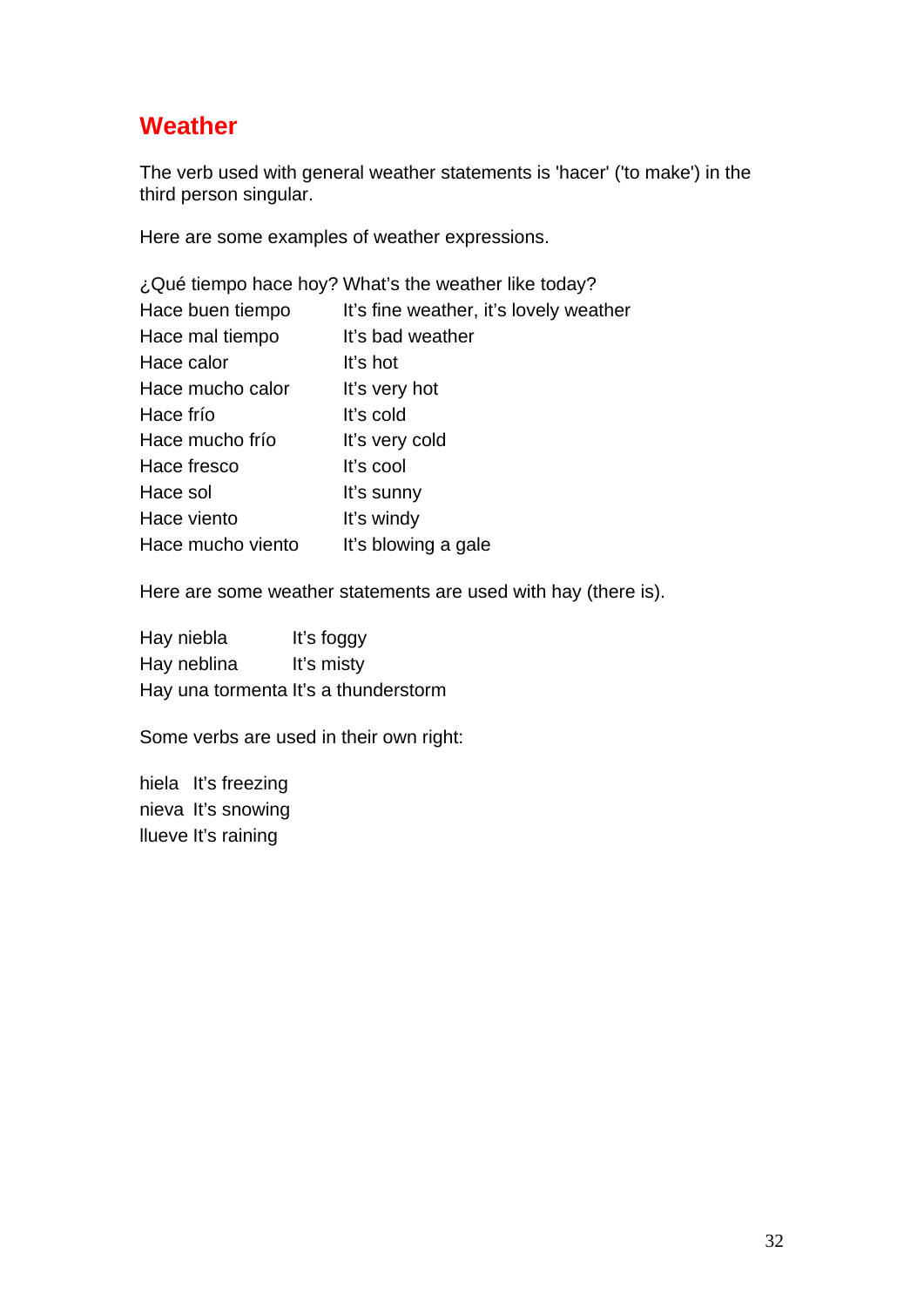## Weather

The verb used with general weather statements is 'hacer' ('to make') in the third person singular.

Here are some examples of weather expressions.

| | |
|---|---|
| ¿Qué tiempo hace hoy? | What's the weather like today? |
| Hace buen tiempo | It's fine weather, it's lovely weather |
| Hace mal tiempo | It's bad weather |
| Hace calor | It's hot |
| Hace mucho calor | It's very hot |
| Hace frío | It's cold |
| Hace mucho frío | It's very cold |
| Hace fresco | It's cool |
| Hace sol | It's sunny |
| Hace viento | It's windy |
| Hace mucho viento | It's blowing a gale |

Here are some weather statements are used with hay (there is).

| | |
|---|---|
| Hay niebla | It's foggy |
| Hay neblina | It's misty |
| Hay una tormenta | It's a thunderstorm |

Some verbs are used in their own right:

| | |
|---|---|
| hiela | It's freezing |
| nieva | It's snowing |
| llueve | It's raining |